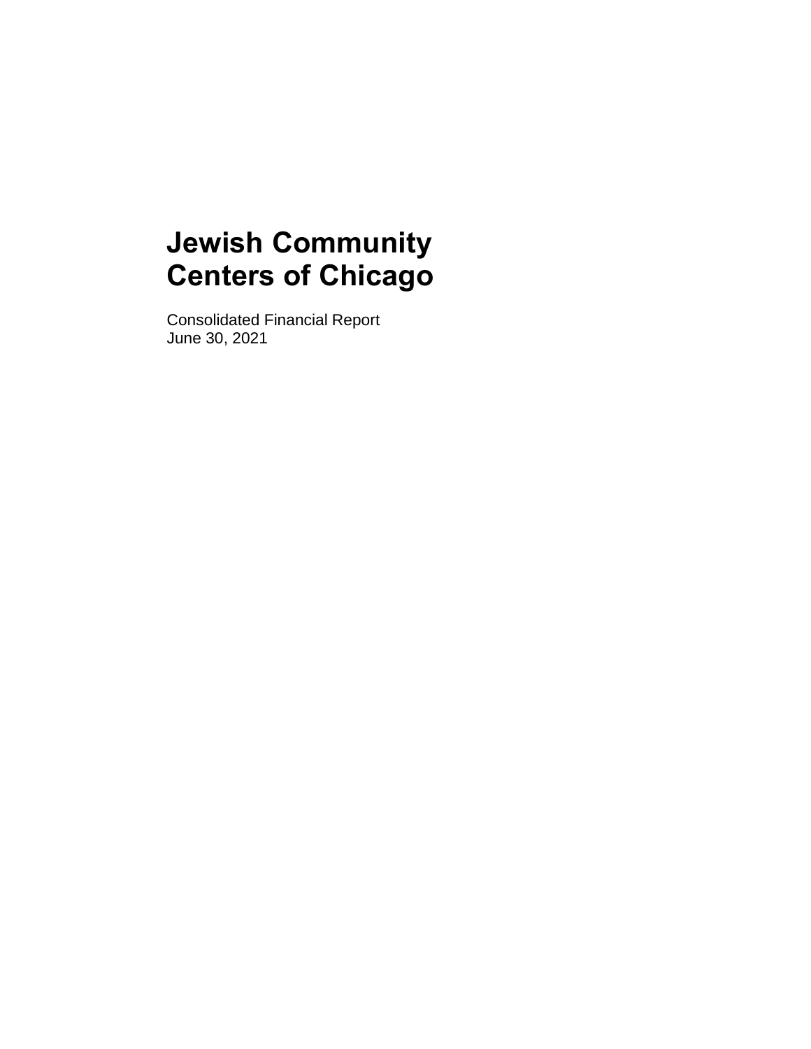# Jewish Community Centers of Chicago

Consolidated Financial Report
June 30, 2021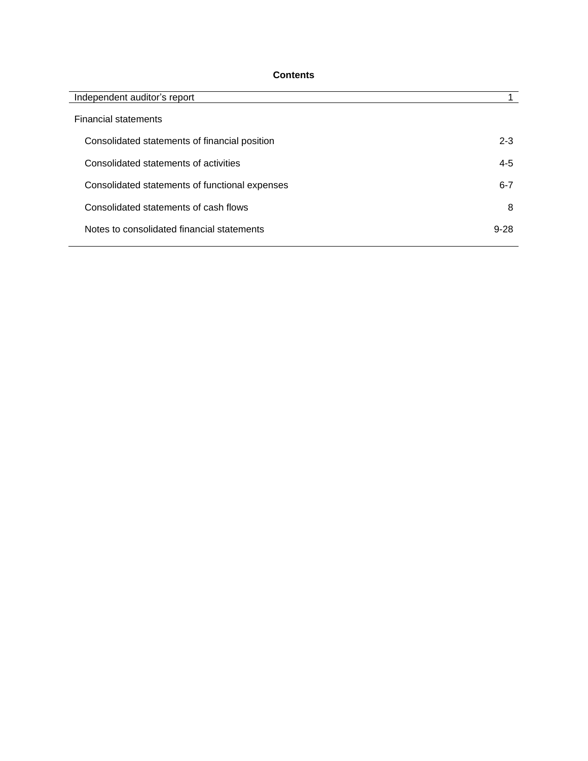**Contents**

| | |
|---|---|
| Independent auditor's report | 1 |
| Financial statements | |
| Consolidated statements of financial position | 2-3 |
| Consolidated statements of activities | 4-5 |
| Consolidated statements of functional expenses | 6-7 |
| Consolidated statements of cash flows | 8 |
| Notes to consolidated financial statements | 9-28 |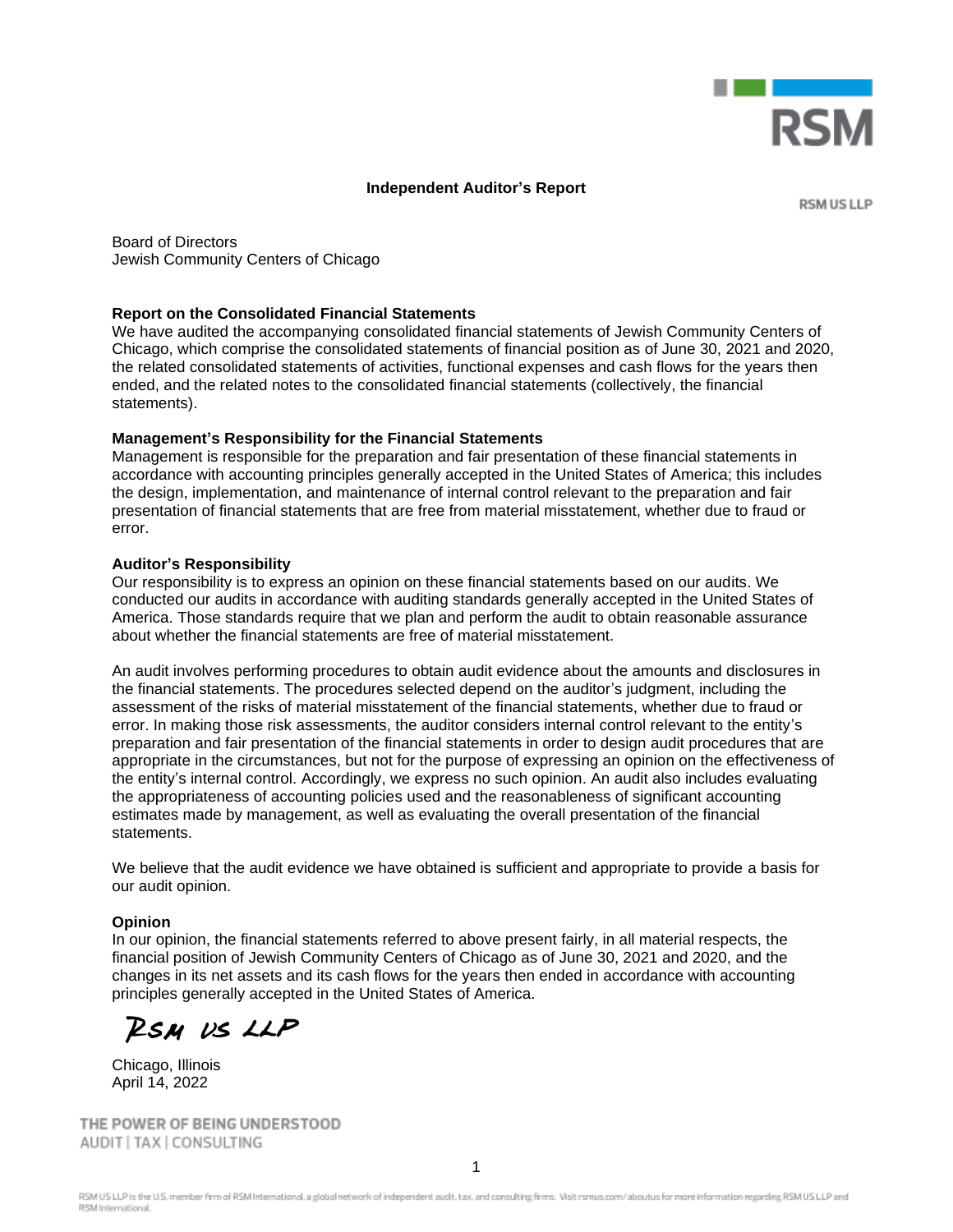RSM US LLP

# Independent Auditor's Report

Board of Directors
Jewish Community Centers of Chicago

**Report on the Consolidated Financial Statements**
We have audited the accompanying consolidated financial statements of Jewish Community Centers of Chicago, which comprise the consolidated statements of financial position as of June 30, 2021 and 2020, the related consolidated statements of activities, functional expenses and cash flows for the years then ended, and the related notes to the consolidated financial statements (collectively, the financial statements).

**Management's Responsibility for the Financial Statements**
Management is responsible for the preparation and fair presentation of these financial statements in accordance with accounting principles generally accepted in the United States of America; this includes the design, implementation, and maintenance of internal control relevant to the preparation and fair presentation of financial statements that are free from material misstatement, whether due to fraud or error.

**Auditor's Responsibility**
Our responsibility is to express an opinion on these financial statements based on our audits. We conducted our audits in accordance with auditing standards generally accepted in the United States of America. Those standards require that we plan and perform the audit to obtain reasonable assurance about whether the financial statements are free of material misstatement.

An audit involves performing procedures to obtain audit evidence about the amounts and disclosures in the financial statements. The procedures selected depend on the auditor's judgment, including the assessment of the risks of material misstatement of the financial statements, whether due to fraud or error. In making those risk assessments, the auditor considers internal control relevant to the entity's preparation and fair presentation of the financial statements in order to design audit procedures that are appropriate in the circumstances, but not for the purpose of expressing an opinion on the effectiveness of the entity's internal control. Accordingly, we express no such opinion. An audit also includes evaluating the appropriateness of accounting policies used and the reasonableness of significant accounting estimates made by management, as well as evaluating the overall presentation of the financial statements.

We believe that the audit evidence we have obtained is sufficient and appropriate to provide a basis for our audit opinion.

**Opinion**
In our opinion, the financial statements referred to above present fairly, in all material respects, the financial position of Jewish Community Centers of Chicago as of June 30, 2021 and 2020, and the changes in its net assets and its cash flows for the years then ended in accordance with accounting principles generally accepted in the United States of America.

RSM US LLP

Chicago, Illinois
April 14, 2022

THE POWER OF BEING UNDERSTOOD
AUDIT | TAX | CONSULTING

RSM US LLP is the U.S. member firm of RSM International, a global network of independent audit, tax, and consulting firms. Visit rsmus.com/aboutus for more information regarding RSM US LLP and RSM International.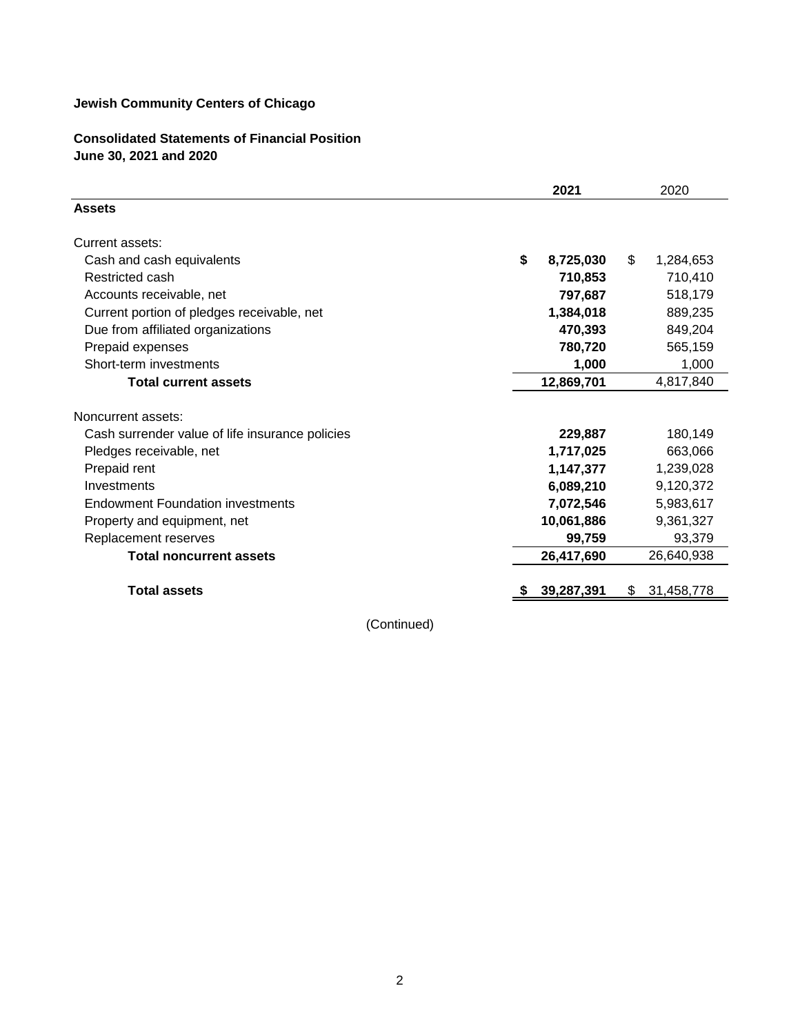**Jewish Community Centers of Chicago**

**Consolidated Statements of Financial Position**
**June 30, 2021 and 2020**

| | **2021** | 2020 |
|---|---|---|
| **Assets** | | |
| Current assets: | | |
| Cash and cash equivalents | **$ 8,725,030** | $ 1,284,653 |
| Restricted cash | **710,853** | 710,410 |
| Accounts receivable, net | **797,687** | 518,179 |
| Current portion of pledges receivable, net | **1,384,018** | 889,235 |
| Due from affiliated organizations | **470,393** | 849,204 |
| Prepaid expenses | **780,720** | 565,159 |
| Short-term investments | **1,000** | 1,000 |
| **Total current assets** | **12,869,701** | 4,817,840 |
| Noncurrent assets: | | |
| Cash surrender value of life insurance policies | **229,887** | 180,149 |
| Pledges receivable, net | **1,717,025** | 663,066 |
| Prepaid rent | **1,147,377** | 1,239,028 |
| Investments | **6,089,210** | 9,120,372 |
| Endowment Foundation investments | **7,072,546** | 5,983,617 |
| Property and equipment, net | **10,061,886** | 9,361,327 |
| Replacement reserves | **99,759** | 93,379 |
| **Total noncurrent assets** | **26,417,690** | 26,640,938 |
| **Total assets** | **$ 39,287,391** | $ 31,458,778 |

(Continued)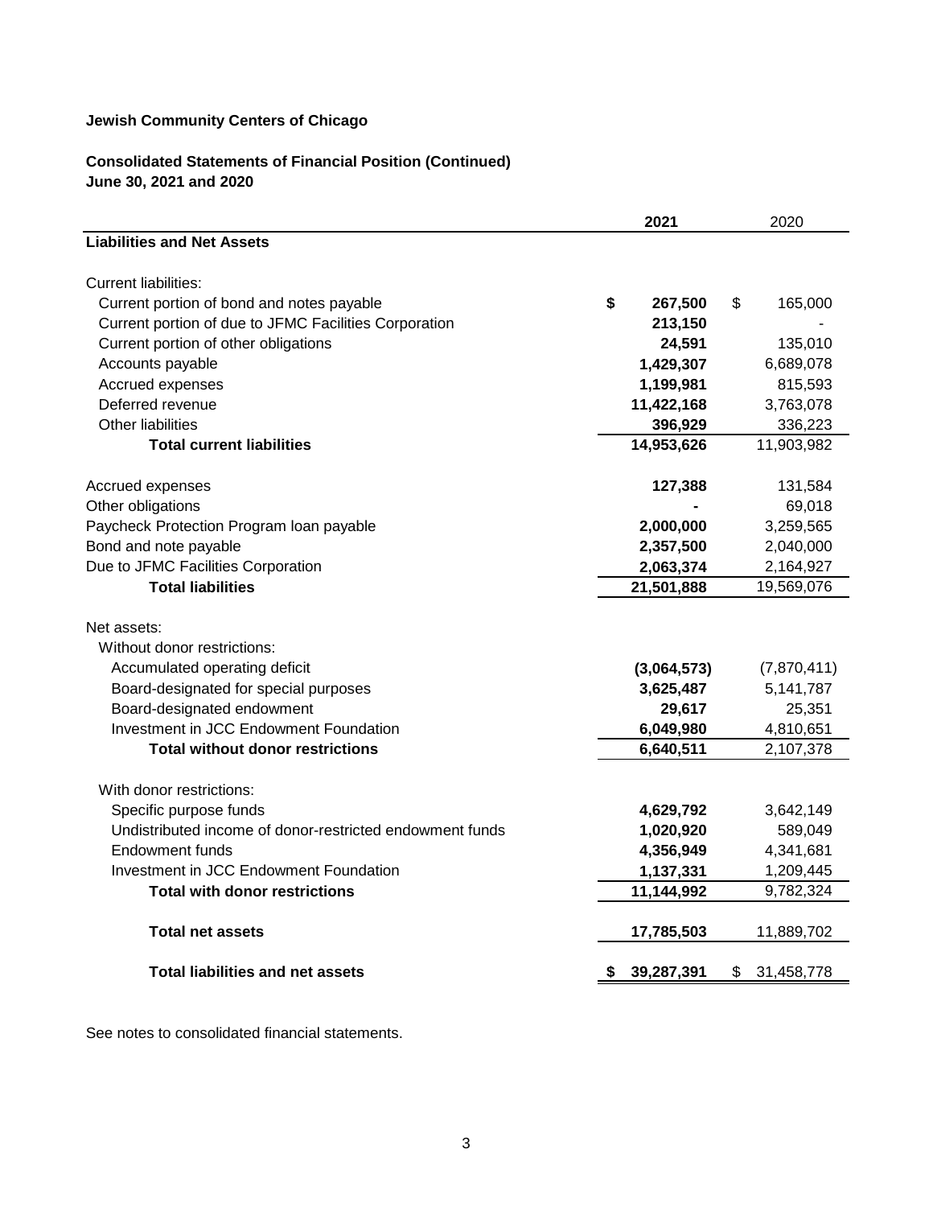**Jewish Community Centers of Chicago**

**Consolidated Statements of Financial Position (Continued)**
**June 30, 2021 and 2020**

| | **2021** | 2020 |
|---|---|---|
| **Liabilities and Net Assets** | | |
| Current liabilities: | | |
| Current portion of bond and notes payable | **$ 267,500** | $ 165,000 |
| Current portion of due to JFMC Facilities Corporation | **213,150** | - |
| Current portion of other obligations | **24,591** | 135,010 |
| Accounts payable | **1,429,307** | 6,689,078 |
| Accrued expenses | **1,199,981** | 815,593 |
| Deferred revenue | **11,422,168** | 3,763,078 |
| Other liabilities | **396,929** | 336,223 |
| **Total current liabilities** | **14,953,626** | 11,903,982 |
| Accrued expenses | **127,388** | 131,584 |
| Other obligations | **-** | 69,018 |
| Paycheck Protection Program loan payable | **2,000,000** | 3,259,565 |
| Bond and note payable | **2,357,500** | 2,040,000 |
| Due to JFMC Facilities Corporation | **2,063,374** | 2,164,927 |
| **Total liabilities** | **21,501,888** | 19,569,076 |
| Net assets: | | |
| Without donor restrictions: | | |
| Accumulated operating deficit | **(3,064,573)** | (7,870,411) |
| Board-designated for special purposes | **3,625,487** | 5,141,787 |
| Board-designated endowment | **29,617** | 25,351 |
| Investment in JCC Endowment Foundation | **6,049,980** | 4,810,651 |
| **Total without donor restrictions** | **6,640,511** | 2,107,378 |
| With donor restrictions: | | |
| Specific purpose funds | **4,629,792** | 3,642,149 |
| Undistributed income of donor-restricted endowment funds | **1,020,920** | 589,049 |
| Endowment funds | **4,356,949** | 4,341,681 |
| Investment in JCC Endowment Foundation | **1,137,331** | 1,209,445 |
| **Total with donor restrictions** | **11,144,992** | 9,782,324 |
| **Total net assets** | **17,785,503** | 11,889,702 |
| **Total liabilities and net assets** | **$ 39,287,391** | $ 31,458,778 |

See notes to consolidated financial statements.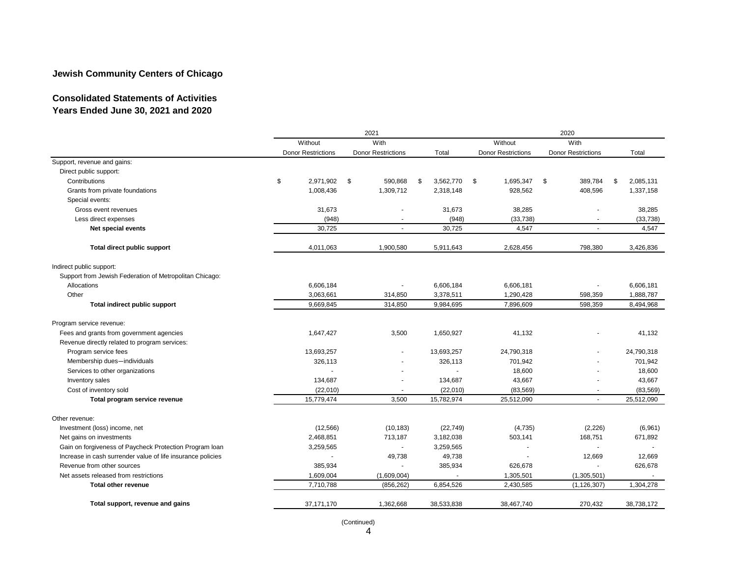## Jewish Community Centers of Chicago

### Consolidated Statements of Activities
### Years Ended June 30, 2021 and 2020

| | 2021 | | | 2020 | | |
|---|---|---|---|---|---|---|
| | Without Donor Restrictions | With Donor Restrictions | Total | Without Donor Restrictions | With Donor Restrictions | Total |
| Support, revenue and gains: | | | | | | |
| Direct public support: | | | | | | |
| Contributions | $ 2,971,902 | $ 590,868 | $ 3,562,770 | $ 1,695,347 | $ 389,784 | $ 2,085,131 |
| Grants from private foundations | 1,008,436 | 1,309,712 | 2,318,148 | 928,562 | 408,596 | 1,337,158 |
| Special events: | | | | | | |
| Gross event revenues | 31,673 | - | 31,673 | 38,285 | - | 38,285 |
| Less direct expenses | (948) | - | (948) | (33,738) | - | (33,738) |
| **Net special events** | 30,725 | - | 30,725 | 4,547 | - | 4,547 |
| **Total direct public support** | 4,011,063 | 1,900,580 | 5,911,643 | 2,628,456 | 798,380 | 3,426,836 |
| Indirect public support: | | | | | | |
| Support from Jewish Federation of Metropolitan Chicago: | | | | | | |
| Allocations | 6,606,184 | - | 6,606,184 | 6,606,181 | - | 6,606,181 |
| Other | 3,063,661 | 314,850 | 3,378,511 | 1,290,428 | 598,359 | 1,888,787 |
| **Total indirect public support** | 9,669,845 | 314,850 | 9,984,695 | 7,896,609 | 598,359 | 8,494,968 |
| Program service revenue: | | | | | | |
| Fees and grants from government agencies | 1,647,427 | 3,500 | 1,650,927 | 41,132 | - | 41,132 |
| Revenue directly related to program services: | | | | | | |
| Program service fees | 13,693,257 | - | 13,693,257 | 24,790,318 | - | 24,790,318 |
| Membership dues—individuals | 326,113 | - | 326,113 | 701,942 | - | 701,942 |
| Services to other organizations | - | - | - | 18,600 | - | 18,600 |
| Inventory sales | 134,687 | - | 134,687 | 43,667 | - | 43,667 |
| Cost of inventory sold | (22,010) | - | (22,010) | (83,569) | - | (83,569) |
| **Total program service revenue** | 15,779,474 | 3,500 | 15,782,974 | 25,512,090 | - | 25,512,090 |
| Other revenue: | | | | | | |
| Investment (loss) income, net | (12,566) | (10,183) | (22,749) | (4,735) | (2,226) | (6,961) |
| Net gains on investments | 2,468,851 | 713,187 | 3,182,038 | 503,141 | 168,751 | 671,892 |
| Gain on forgiveness of Paycheck Protection Program loan | 3,259,565 | - | 3,259,565 | - | - | - |
| Increase in cash surrender value of life insurance policies | - | 49,738 | 49,738 | - | 12,669 | 12,669 |
| Revenue from other sources | 385,934 | - | 385,934 | 626,678 | - | 626,678 |
| Net assets released from restrictions | 1,609,004 | (1,609,004) | - | 1,305,501 | (1,305,501) | - |
| **Total other revenue** | 7,710,788 | (856,262) | 6,854,526 | 2,430,585 | (1,126,307) | 1,304,278 |
| **Total support, revenue and gains** | 37,171,170 | 1,362,668 | 38,533,838 | 38,467,740 | 270,432 | 38,738,172 |

(Continued)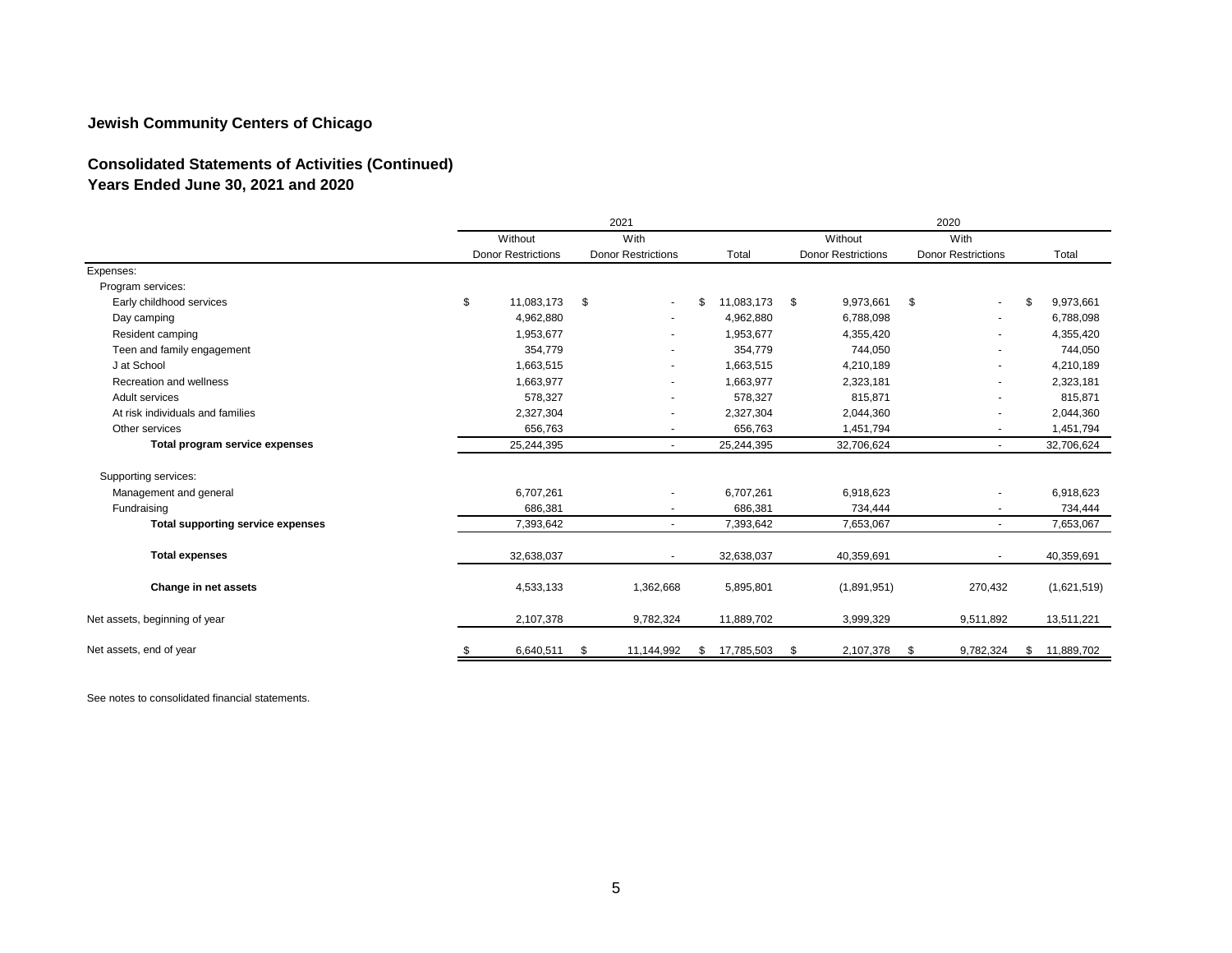**Jewish Community Centers of Chicago**

**Consolidated Statements of Activities (Continued)**
**Years Ended June 30, 2021 and 2020**

| | 2021 | | | 2020 | | |
|---|---|---|---|---|---|---|
| | Without Donor Restrictions | With Donor Restrictions | Total | Without Donor Restrictions | With Donor Restrictions | Total |
| Expenses: | | | | | | |
| Program services: | | | | | | |
| Early childhood services | $ 11,083,173 | $ - | $ 11,083,173 | $ 9,973,661 | $ - | $ 9,973,661 |
| Day camping | 4,962,880 | - | 4,962,880 | 6,788,098 | - | 6,788,098 |
| Resident camping | 1,953,677 | - | 1,953,677 | 4,355,420 | - | 4,355,420 |
| Teen and family engagement | 354,779 | - | 354,779 | 744,050 | - | 744,050 |
| J at School | 1,663,515 | - | 1,663,515 | 4,210,189 | - | 4,210,189 |
| Recreation and wellness | 1,663,977 | - | 1,663,977 | 2,323,181 | - | 2,323,181 |
| Adult services | 578,327 | - | 578,327 | 815,871 | - | 815,871 |
| At risk individuals and families | 2,327,304 | - | 2,327,304 | 2,044,360 | - | 2,044,360 |
| Other services | 656,763 | - | 656,763 | 1,451,794 | - | 1,451,794 |
| **Total program service expenses** | 25,244,395 | - | 25,244,395 | 32,706,624 | - | 32,706,624 |
| Supporting services: | | | | | | |
| Management and general | 6,707,261 | - | 6,707,261 | 6,918,623 | - | 6,918,623 |
| Fundraising | 686,381 | - | 686,381 | 734,444 | - | 734,444 |
| **Total supporting service expenses** | 7,393,642 | - | 7,393,642 | 7,653,067 | - | 7,653,067 |
| **Total expenses** | 32,638,037 | - | 32,638,037 | 40,359,691 | - | 40,359,691 |
| **Change in net assets** | 4,533,133 | 1,362,668 | 5,895,801 | (1,891,951) | 270,432 | (1,621,519) |
| Net assets, beginning of year | 2,107,378 | 9,782,324 | 11,889,702 | 3,999,329 | 9,511,892 | 13,511,221 |
| Net assets, end of year | $ 6,640,511 | $ 11,144,992 | $ 17,785,503 | $ 2,107,378 | $ 9,782,324 | $ 11,889,702 |

See notes to consolidated financial statements.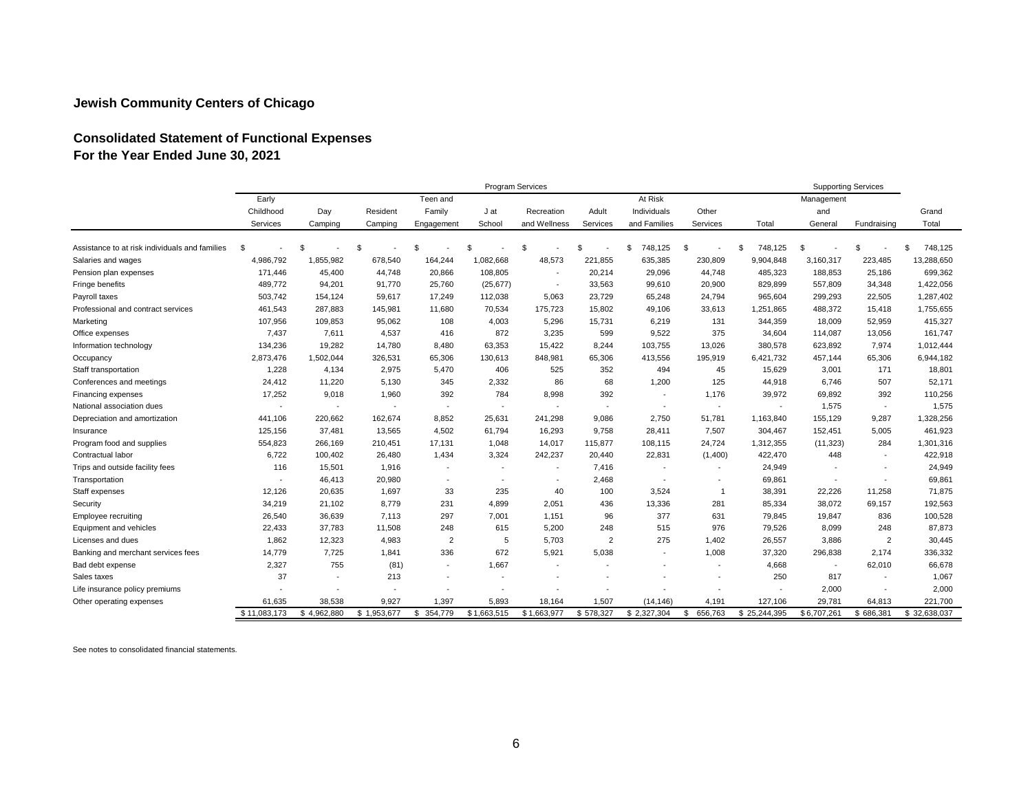## Jewish Community Centers of Chicago

## Consolidated Statement of Functional Expenses
## For the Year Ended June 30, 2021

| | Program Services | | | | | | | | | | Supporting Services | | |
|---|---|---|---|---|---|---|---|---|---|---|---|---|---|
| | Early Childhood Services | Day Camping | Resident Camping | Teen and Family Engagement | J at School | Recreation and Wellness | Adult Services | At Risk Individuals and Families | Other Services | Total | Management and General | Fundraising | Grand Total |
| Assistance to at risk individuals and families | $ - | $ - | $ - | $ - | $ - | $ - | $ - | $ 748,125 | $ - | $ 748,125 | $ - | $ - | $ 748,125 |
| Salaries and wages | 4,986,792 | 1,855,982 | 678,540 | 164,244 | 1,082,668 | 48,573 | 221,855 | 635,385 | 230,809 | 9,904,848 | 3,160,317 | 223,485 | 13,288,650 |
| Pension plan expenses | 171,446 | 45,400 | 44,748 | 20,866 | 108,805 | - | 20,214 | 29,096 | 44,748 | 485,323 | 188,853 | 25,186 | 699,362 |
| Fringe benefits | 489,772 | 94,201 | 91,770 | 25,760 | (25,677) | - | 33,563 | 99,610 | 20,900 | 829,899 | 557,809 | 34,348 | 1,422,056 |
| Payroll taxes | 503,742 | 154,124 | 59,617 | 17,249 | 112,038 | 5,063 | 23,729 | 65,248 | 24,794 | 965,604 | 299,293 | 22,505 | 1,287,402 |
| Professional and contract services | 461,543 | 287,883 | 145,981 | 11,680 | 70,534 | 175,723 | 15,802 | 49,106 | 33,613 | 1,251,865 | 488,372 | 15,418 | 1,755,655 |
| Marketing | 107,956 | 109,853 | 95,062 | 108 | 4,003 | 5,296 | 15,731 | 6,219 | 131 | 344,359 | 18,009 | 52,959 | 415,327 |
| Office expenses | 7,437 | 7,611 | 4,537 | 416 | 872 | 3,235 | 599 | 9,522 | 375 | 34,604 | 114,087 | 13,056 | 161,747 |
| Information technology | 134,236 | 19,282 | 14,780 | 8,480 | 63,353 | 15,422 | 8,244 | 103,755 | 13,026 | 380,578 | 623,892 | 7,974 | 1,012,444 |
| Occupancy | 2,873,476 | 1,502,044 | 326,531 | 65,306 | 130,613 | 848,981 | 65,306 | 413,556 | 195,919 | 6,421,732 | 457,144 | 65,306 | 6,944,182 |
| Staff transportation | 1,228 | 4,134 | 2,975 | 5,470 | 406 | 525 | 352 | 494 | 45 | 15,629 | 3,001 | 171 | 18,801 |
| Conferences and meetings | 24,412 | 11,220 | 5,130 | 345 | 2,332 | 86 | 68 | 1,200 | 125 | 44,918 | 6,746 | 507 | 52,171 |
| Financing expenses | 17,252 | 9,018 | 1,960 | 392 | 784 | 8,998 | 392 | - | 1,176 | 39,972 | 69,892 | 392 | 110,256 |
| National association dues | - | - | - | - | - | - | - | - | - | - | 1,575 | - | 1,575 |
| Depreciation and amortization | 441,106 | 220,662 | 162,674 | 8,852 | 25,631 | 241,298 | 9,086 | 2,750 | 51,781 | 1,163,840 | 155,129 | 9,287 | 1,328,256 |
| Insurance | 125,156 | 37,481 | 13,565 | 4,502 | 61,794 | 16,293 | 9,758 | 28,411 | 7,507 | 304,467 | 152,451 | 5,005 | 461,923 |
| Program food and supplies | 554,823 | 266,169 | 210,451 | 17,131 | 1,048 | 14,017 | 115,877 | 108,115 | 24,724 | 1,312,355 | (11,323) | 284 | 1,301,316 |
| Contractual labor | 6,722 | 100,402 | 26,480 | 1,434 | 3,324 | 242,237 | 20,440 | 22,831 | (1,400) | 422,470 | 448 | - | 422,918 |
| Trips and outside facility fees | 116 | 15,501 | 1,916 | - | - | - | 7,416 | - | - | 24,949 | - | - | 24,949 |
| Transportation | - | 46,413 | 20,980 | - | - | - | 2,468 | - | - | 69,861 | - | - | 69,861 |
| Staff expenses | 12,126 | 20,635 | 1,697 | 33 | 235 | 40 | 100 | 3,524 | 1 | 38,391 | 22,226 | 11,258 | 71,875 |
| Security | 34,219 | 21,102 | 8,779 | 231 | 4,899 | 2,051 | 436 | 13,336 | 281 | 85,334 | 38,072 | 69,157 | 192,563 |
| Employee recruiting | 26,540 | 36,639 | 7,113 | 297 | 7,001 | 1,151 | 96 | 377 | 631 | 79,845 | 19,847 | 836 | 100,528 |
| Equipment and vehicles | 22,433 | 37,783 | 11,508 | 248 | 615 | 5,200 | 248 | 515 | 976 | 79,526 | 8,099 | 248 | 87,873 |
| Licenses and dues | 1,862 | 12,323 | 4,983 | 2 | 5 | 5,703 | 2 | 275 | 1,402 | 26,557 | 3,886 | 2 | 30,445 |
| Banking and merchant services fees | 14,779 | 7,725 | 1,841 | 336 | 672 | 5,921 | 5,038 | - | 1,008 | 37,320 | 296,838 | 2,174 | 336,332 |
| Bad debt expense | 2,327 | 755 | (81) | - | 1,667 | - | - | - | - | 4,668 | - | 62,010 | 66,678 |
| Sales taxes | 37 | - | 213 | - | - | - | - | - | - | 250 | 817 | - | 1,067 |
| Life insurance policy premiums | - | - | - | - | - | - | - | - | - | - | 2,000 | - | 2,000 |
| Other operating expenses | 61,635 | 38,538 | 9,927 | 1,397 | 5,893 | 18,164 | 1,507 | (14,146) | 4,191 | 127,106 | 29,781 | 64,813 | 221,700 |
| | $ 11,083,173 | $ 4,962,880 | $ 1,953,677 | $ 354,779 | $ 1,663,515 | $ 1,663,977 | $ 578,327 | $ 2,327,304 | $ 656,763 | $ 25,244,395 | $ 6,707,261 | $ 686,381 | $ 32,638,037 |

See notes to consolidated financial statements.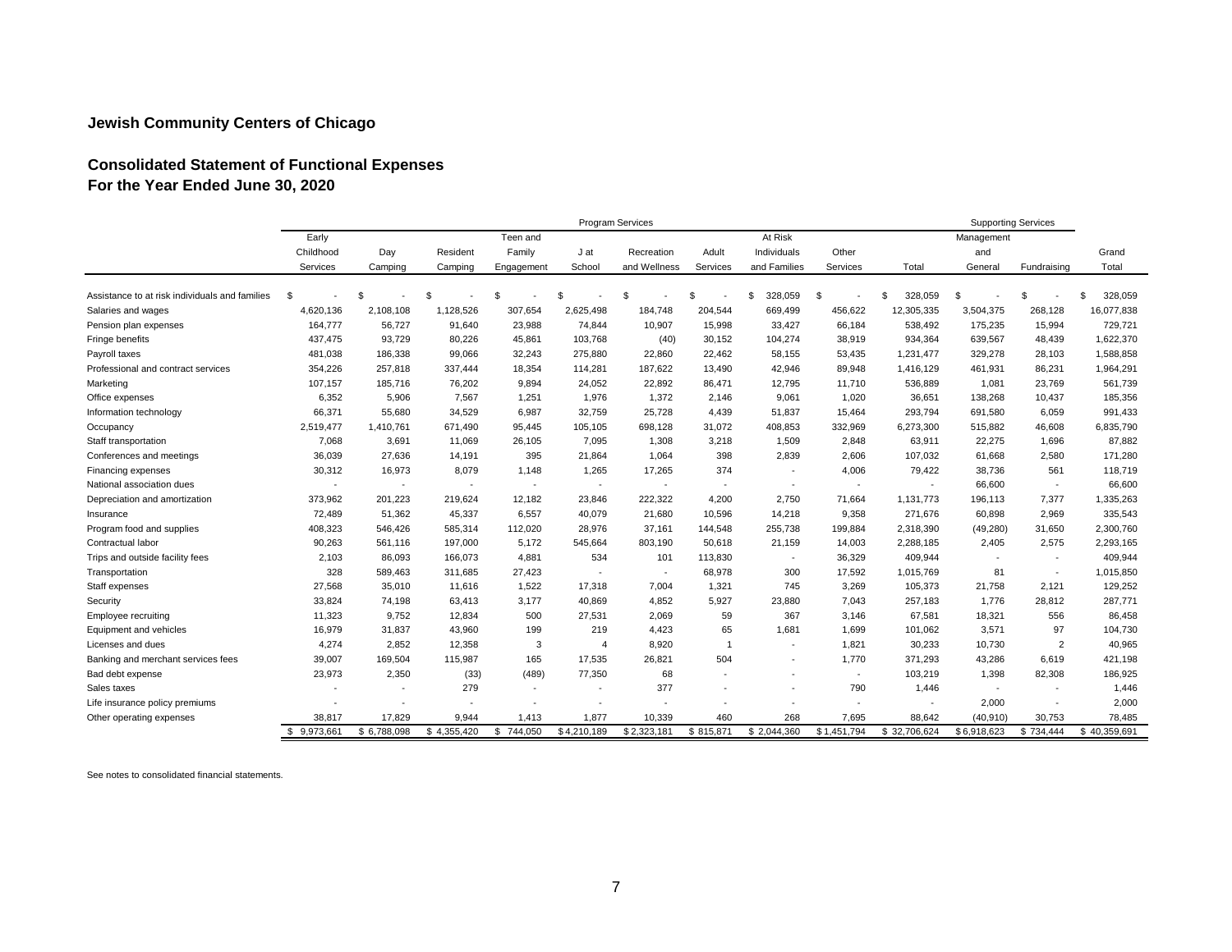# Jewish Community Centers of Chicago

## Consolidated Statement of Functional Expenses
## For the Year Ended June 30, 2020

| | Program Services | | | | | | | | | | Supporting Services | | |
|---|---|---|---|---|---|---|---|---|---|---|---|---|---|
| | Early Childhood Services | Day Camping | Resident Camping | Teen and Family Engagement | J at School | Recreation and Wellness | Adult Services | At Risk Individuals and Families | Other Services | Total | Management and General | Fundraising | Grand Total |
| Assistance to at risk individuals and families | $ - | $ - | $ - | $ - | $ - | $ - | $ - | $ 328,059 | $ - | $ 328,059 | $ - | $ - | $ 328,059 |
| Salaries and wages | 4,620,136 | 2,108,108 | 1,128,526 | 307,654 | 2,625,498 | 184,748 | 204,544 | 669,499 | 456,622 | 12,305,335 | 3,504,375 | 268,128 | 16,077,838 |
| Pension plan expenses | 164,777 | 56,727 | 91,640 | 23,988 | 74,844 | 10,907 | 15,998 | 33,427 | 66,184 | 538,492 | 175,235 | 15,994 | 729,721 |
| Fringe benefits | 437,475 | 93,729 | 80,226 | 45,861 | 103,768 | (40) | 30,152 | 104,274 | 38,919 | 934,364 | 639,567 | 48,439 | 1,622,370 |
| Payroll taxes | 481,038 | 186,338 | 99,066 | 32,243 | 275,880 | 22,860 | 22,462 | 58,155 | 53,435 | 1,231,477 | 329,278 | 28,103 | 1,588,858 |
| Professional and contract services | 354,226 | 257,818 | 337,444 | 18,354 | 114,281 | 187,622 | 13,490 | 42,946 | 89,948 | 1,416,129 | 461,931 | 86,231 | 1,964,291 |
| Marketing | 107,157 | 185,716 | 76,202 | 9,894 | 24,052 | 22,892 | 86,471 | 12,795 | 11,710 | 536,889 | 1,081 | 23,769 | 561,739 |
| Office expenses | 6,352 | 5,906 | 7,567 | 1,251 | 1,976 | 1,372 | 2,146 | 9,061 | 1,020 | 36,651 | 138,268 | 10,437 | 185,356 |
| Information technology | 66,371 | 55,680 | 34,529 | 6,987 | 32,759 | 25,728 | 4,439 | 51,837 | 15,464 | 293,794 | 691,580 | 6,059 | 991,433 |
| Occupancy | 2,519,477 | 1,410,761 | 671,490 | 95,445 | 105,105 | 698,128 | 31,072 | 408,853 | 332,969 | 6,273,300 | 515,882 | 46,608 | 6,835,790 |
| Staff transportation | 7,068 | 3,691 | 11,069 | 26,105 | 7,095 | 1,308 | 3,218 | 1,509 | 2,848 | 63,911 | 22,275 | 1,696 | 87,882 |
| Conferences and meetings | 36,039 | 27,636 | 14,191 | 395 | 21,864 | 1,064 | 398 | 2,839 | 2,606 | 107,032 | 61,668 | 2,580 | 171,280 |
| Financing expenses | 30,312 | 16,973 | 8,079 | 1,148 | 1,265 | 17,265 | 374 | - | 4,006 | 79,422 | 38,736 | 561 | 118,719 |
| National association dues | - | - | - | - | - | - | - | - | - | - | 66,600 | - | 66,600 |
| Depreciation and amortization | 373,962 | 201,223 | 219,624 | 12,182 | 23,846 | 222,322 | 4,200 | 2,750 | 71,664 | 1,131,773 | 196,113 | 7,377 | 1,335,263 |
| Insurance | 72,489 | 51,362 | 45,337 | 6,557 | 40,079 | 21,680 | 10,596 | 14,218 | 9,358 | 271,676 | 60,898 | 2,969 | 335,543 |
| Program food and supplies | 408,323 | 546,426 | 585,314 | 112,020 | 28,976 | 37,161 | 144,548 | 255,738 | 199,884 | 2,318,390 | (49,280) | 31,650 | 2,300,760 |
| Contractual labor | 90,263 | 561,116 | 197,000 | 5,172 | 545,664 | 803,190 | 50,618 | 21,159 | 14,003 | 2,288,185 | 2,405 | 2,575 | 2,293,165 |
| Trips and outside facility fees | 2,103 | 86,093 | 166,073 | 4,881 | 534 | 101 | 113,830 | - | 36,329 | 409,944 | - | - | 409,944 |
| Transportation | 328 | 589,463 | 311,685 | 27,423 | - | - | 68,978 | 300 | 17,592 | 1,015,769 | 81 | - | 1,015,850 |
| Staff expenses | 27,568 | 35,010 | 11,616 | 1,522 | 17,318 | 7,004 | 1,321 | 745 | 3,269 | 105,373 | 21,758 | 2,121 | 129,252 |
| Security | 33,824 | 74,198 | 63,413 | 3,177 | 40,869 | 4,852 | 5,927 | 23,880 | 7,043 | 257,183 | 1,776 | 28,812 | 287,771 |
| Employee recruiting | 11,323 | 9,752 | 12,834 | 500 | 27,531 | 2,069 | 59 | 367 | 3,146 | 67,581 | 18,321 | 556 | 86,458 |
| Equipment and vehicles | 16,979 | 31,837 | 43,960 | 199 | 219 | 4,423 | 65 | 1,681 | 1,699 | 101,062 | 3,571 | 97 | 104,730 |
| Licenses and dues | 4,274 | 2,852 | 12,358 | 3 | 4 | 8,920 | 1 | - | 1,821 | 30,233 | 10,730 | 2 | 40,965 |
| Banking and merchant services fees | 39,007 | 169,504 | 115,987 | 165 | 17,535 | 26,821 | 504 | - | 1,770 | 371,293 | 43,286 | 6,619 | 421,198 |
| Bad debt expense | 23,973 | 2,350 | (33) | (489) | 77,350 | 68 | - | - | - | 103,219 | 1,398 | 82,308 | 186,925 |
| Sales taxes | - | - | 279 | - | - | 377 | - | - | 790 | 1,446 | - | - | 1,446 |
| Life insurance policy premiums | - | - | - | - | - | - | - | - | - | - | 2,000 | - | 2,000 |
| Other operating expenses | 38,817 | 17,829 | 9,944 | 1,413 | 1,877 | 10,339 | 460 | 268 | 7,695 | 88,642 | (40,910) | 30,753 | 78,485 |
| | $ 9,973,661 | $ 6,788,098 | $ 4,355,420 | $ 744,050 | $ 4,210,189 | $ 2,323,181 | $ 815,871 | $ 2,044,360 | $ 1,451,794 | $ 32,706,624 | $ 6,918,623 | $ 734,444 | $ 40,359,691 |

See notes to consolidated financial statements.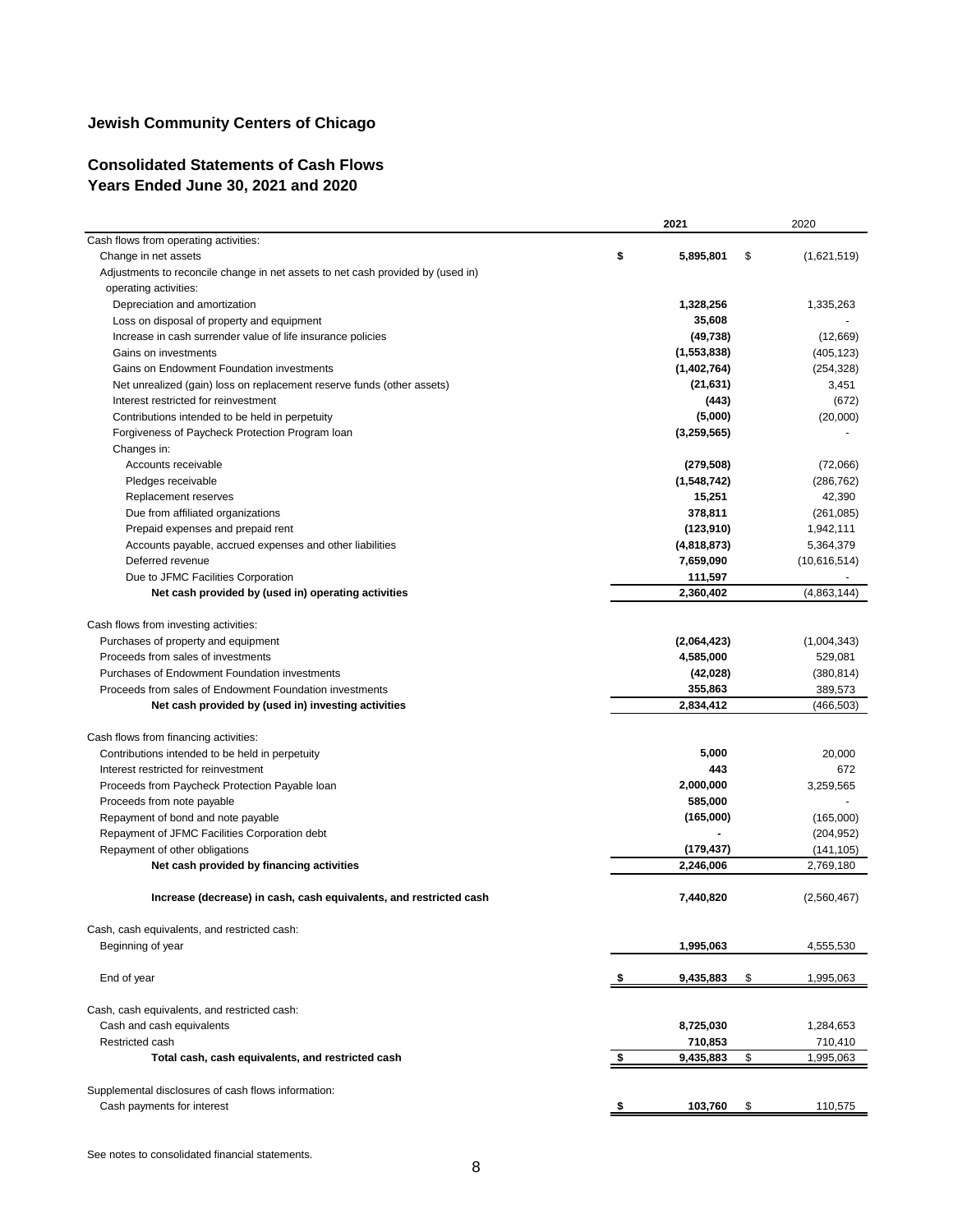# Jewish Community Centers of Chicago

## Consolidated Statements of Cash Flows
## Years Ended June 30, 2021 and 2020

| | 2021 | 2020 |
|---|---|---|
| Cash flows from operating activities: | | |
| Change in net assets | $ 5,895,801 | $ (1,621,519) |
| Adjustments to reconcile change in net assets to net cash provided by (used in) operating activities: | | |
| Depreciation and amortization | 1,328,256 | 1,335,263 |
| Loss on disposal of property and equipment | 35,608 | - |
| Increase in cash surrender value of life insurance policies | (49,738) | (12,669) |
| Gains on investments | (1,553,838) | (405,123) |
| Gains on Endowment Foundation investments | (1,402,764) | (254,328) |
| Net unrealized (gain) loss on replacement reserve funds (other assets) | (21,631) | 3,451 |
| Interest restricted for reinvestment | (443) | (672) |
| Contributions intended to be held in perpetuity | (5,000) | (20,000) |
| Forgiveness of Paycheck Protection Program loan | (3,259,565) | - |
| Changes in: | | |
| Accounts receivable | (279,508) | (72,066) |
| Pledges receivable | (1,548,742) | (286,762) |
| Replacement reserves | 15,251 | 42,390 |
| Due from affiliated organizations | 378,811 | (261,085) |
| Prepaid expenses and prepaid rent | (123,910) | 1,942,111 |
| Accounts payable, accrued expenses and other liabilities | (4,818,873) | 5,364,379 |
| Deferred revenue | 7,659,090 | (10,616,514) |
| Due to JFMC Facilities Corporation | 111,597 | - |
| **Net cash provided by (used in) operating activities** | 2,360,402 | (4,863,144) |
| Cash flows from investing activities: | | |
| Purchases of property and equipment | (2,064,423) | (1,004,343) |
| Proceeds from sales of investments | 4,585,000 | 529,081 |
| Purchases of Endowment Foundation investments | (42,028) | (380,814) |
| Proceeds from sales of Endowment Foundation investments | 355,863 | 389,573 |
| **Net cash provided by (used in) investing activities** | 2,834,412 | (466,503) |
| Cash flows from financing activities: | | |
| Contributions intended to be held in perpetuity | 5,000 | 20,000 |
| Interest restricted for reinvestment | 443 | 672 |
| Proceeds from Paycheck Protection Payable loan | 2,000,000 | 3,259,565 |
| Proceeds from note payable | 585,000 | - |
| Repayment of bond and note payable | (165,000) | (165,000) |
| Repayment of JFMC Facilities Corporation debt | - | (204,952) |
| Repayment of other obligations | (179,437) | (141,105) |
| **Net cash provided by financing activities** | 2,246,006 | 2,769,180 |
| **Increase (decrease) in cash, cash equivalents, and restricted cash** | 7,440,820 | (2,560,467) |
| Cash, cash equivalents, and restricted cash: | | |
| Beginning of year | 1,995,063 | 4,555,530 |
| End of year | $ 9,435,883 | $ 1,995,063 |
| Cash, cash equivalents, and restricted cash: | | |
| Cash and cash equivalents | 8,725,030 | 1,284,653 |
| Restricted cash | 710,853 | 710,410 |
| **Total cash, cash equivalents, and restricted cash** | $ 9,435,883 | $ 1,995,063 |
| Supplemental disclosures of cash flows information: | | |
| Cash payments for interest | $ 103,760 | $ 110,575 |

See notes to consolidated financial statements.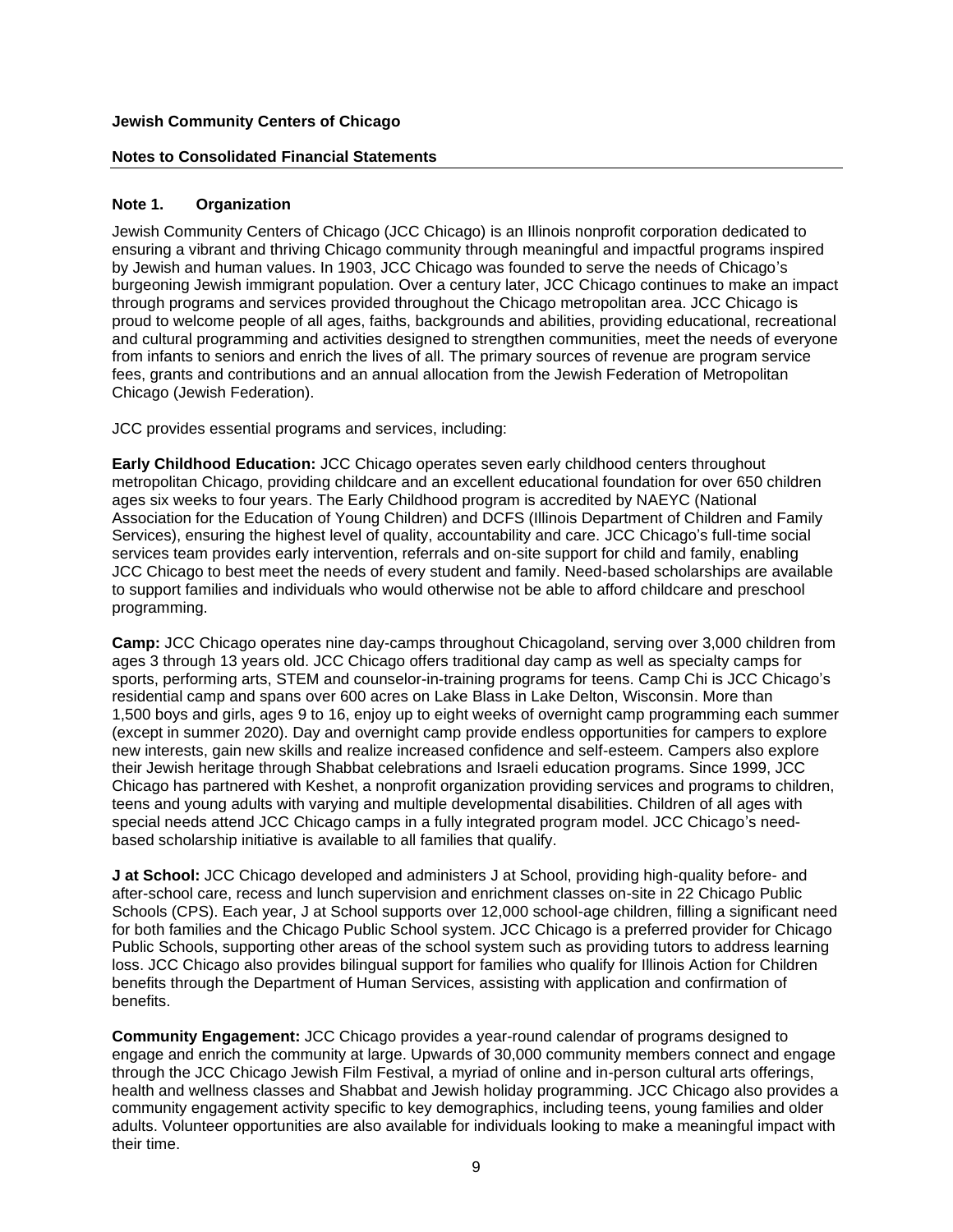**Jewish Community Centers of Chicago**

**Notes to Consolidated Financial Statements**

## Note 1. Organization

Jewish Community Centers of Chicago (JCC Chicago) is an Illinois nonprofit corporation dedicated to ensuring a vibrant and thriving Chicago community through meaningful and impactful programs inspired by Jewish and human values. In 1903, JCC Chicago was founded to serve the needs of Chicago's burgeoning Jewish immigrant population. Over a century later, JCC Chicago continues to make an impact through programs and services provided throughout the Chicago metropolitan area. JCC Chicago is proud to welcome people of all ages, faiths, backgrounds and abilities, providing educational, recreational and cultural programming and activities designed to strengthen communities, meet the needs of everyone from infants to seniors and enrich the lives of all. The primary sources of revenue are program service fees, grants and contributions and an annual allocation from the Jewish Federation of Metropolitan Chicago (Jewish Federation).

JCC provides essential programs and services, including:

**Early Childhood Education:** JCC Chicago operates seven early childhood centers throughout metropolitan Chicago, providing childcare and an excellent educational foundation for over 650 children ages six weeks to four years. The Early Childhood program is accredited by NAEYC (National Association for the Education of Young Children) and DCFS (Illinois Department of Children and Family Services), ensuring the highest level of quality, accountability and care. JCC Chicago's full-time social services team provides early intervention, referrals and on-site support for child and family, enabling JCC Chicago to best meet the needs of every student and family. Need-based scholarships are available to support families and individuals who would otherwise not be able to afford childcare and preschool programming.

**Camp:** JCC Chicago operates nine day-camps throughout Chicagoland, serving over 3,000 children from ages 3 through 13 years old. JCC Chicago offers traditional day camp as well as specialty camps for sports, performing arts, STEM and counselor-in-training programs for teens. Camp Chi is JCC Chicago's residential camp and spans over 600 acres on Lake Blass in Lake Delton, Wisconsin. More than 1,500 boys and girls, ages 9 to 16, enjoy up to eight weeks of overnight camp programming each summer (except in summer 2020). Day and overnight camp provide endless opportunities for campers to explore new interests, gain new skills and realize increased confidence and self-esteem. Campers also explore their Jewish heritage through Shabbat celebrations and Israeli education programs. Since 1999, JCC Chicago has partnered with Keshet, a nonprofit organization providing services and programs to children, teens and young adults with varying and multiple developmental disabilities. Children of all ages with special needs attend JCC Chicago camps in a fully integrated program model. JCC Chicago's need-based scholarship initiative is available to all families that qualify.

**J at School:** JCC Chicago developed and administers J at School, providing high-quality before- and after-school care, recess and lunch supervision and enrichment classes on-site in 22 Chicago Public Schools (CPS). Each year, J at School supports over 12,000 school-age children, filling a significant need for both families and the Chicago Public School system. JCC Chicago is a preferred provider for Chicago Public Schools, supporting other areas of the school system such as providing tutors to address learning loss. JCC Chicago also provides bilingual support for families who qualify for Illinois Action for Children benefits through the Department of Human Services, assisting with application and confirmation of benefits.

**Community Engagement:** JCC Chicago provides a year-round calendar of programs designed to engage and enrich the community at large. Upwards of 30,000 community members connect and engage through the JCC Chicago Jewish Film Festival, a myriad of online and in-person cultural arts offerings, health and wellness classes and Shabbat and Jewish holiday programming. JCC Chicago also provides a community engagement activity specific to key demographics, including teens, young families and older adults. Volunteer opportunities are also available for individuals looking to make a meaningful impact with their time.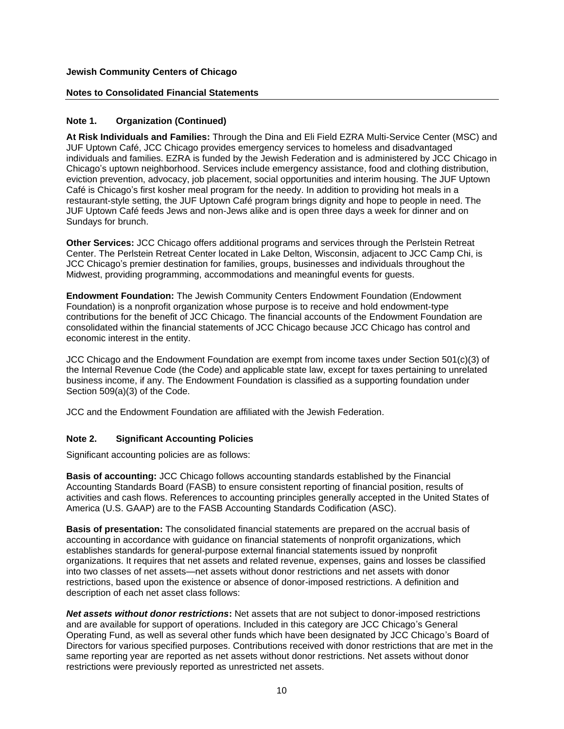## Note 1. Organization (Continued)

**At Risk Individuals and Families:** Through the Dina and Eli Field EZRA Multi-Service Center (MSC) and JUF Uptown Café, JCC Chicago provides emergency services to homeless and disadvantaged individuals and families. EZRA is funded by the Jewish Federation and is administered by JCC Chicago in Chicago's uptown neighborhood. Services include emergency assistance, food and clothing distribution, eviction prevention, advocacy, job placement, social opportunities and interim housing. The JUF Uptown Café is Chicago's first kosher meal program for the needy. In addition to providing hot meals in a restaurant-style setting, the JUF Uptown Café program brings dignity and hope to people in need. The JUF Uptown Café feeds Jews and non-Jews alike and is open three days a week for dinner and on Sundays for brunch.

**Other Services:** JCC Chicago offers additional programs and services through the Perlstein Retreat Center. The Perlstein Retreat Center located in Lake Delton, Wisconsin, adjacent to JCC Camp Chi, is JCC Chicago's premier destination for families, groups, businesses and individuals throughout the Midwest, providing programming, accommodations and meaningful events for guests.

**Endowment Foundation:** The Jewish Community Centers Endowment Foundation (Endowment Foundation) is a nonprofit organization whose purpose is to receive and hold endowment-type contributions for the benefit of JCC Chicago. The financial accounts of the Endowment Foundation are consolidated within the financial statements of JCC Chicago because JCC Chicago has control and economic interest in the entity.

JCC Chicago and the Endowment Foundation are exempt from income taxes under Section 501(c)(3) of the Internal Revenue Code (the Code) and applicable state law, except for taxes pertaining to unrelated business income, if any. The Endowment Foundation is classified as a supporting foundation under Section 509(a)(3) of the Code.

JCC and the Endowment Foundation are affiliated with the Jewish Federation.

## Note 2. Significant Accounting Policies

Significant accounting policies are as follows:

**Basis of accounting:** JCC Chicago follows accounting standards established by the Financial Accounting Standards Board (FASB) to ensure consistent reporting of financial position, results of activities and cash flows. References to accounting principles generally accepted in the United States of America (U.S. GAAP) are to the FASB Accounting Standards Codification (ASC).

**Basis of presentation:** The consolidated financial statements are prepared on the accrual basis of accounting in accordance with guidance on financial statements of nonprofit organizations, which establishes standards for general-purpose external financial statements issued by nonprofit organizations. It requires that net assets and related revenue, expenses, gains and losses be classified into two classes of net assets—net assets without donor restrictions and net assets with donor restrictions, based upon the existence or absence of donor-imposed restrictions. A definition and description of each net asset class follows:

***Net assets without donor restrictions*:** Net assets that are not subject to donor-imposed restrictions and are available for support of operations. Included in this category are JCC Chicago's General Operating Fund, as well as several other funds which have been designated by JCC Chicago's Board of Directors for various specified purposes. Contributions received with donor restrictions that are met in the same reporting year are reported as net assets without donor restrictions. Net assets without donor restrictions were previously reported as unrestricted net assets.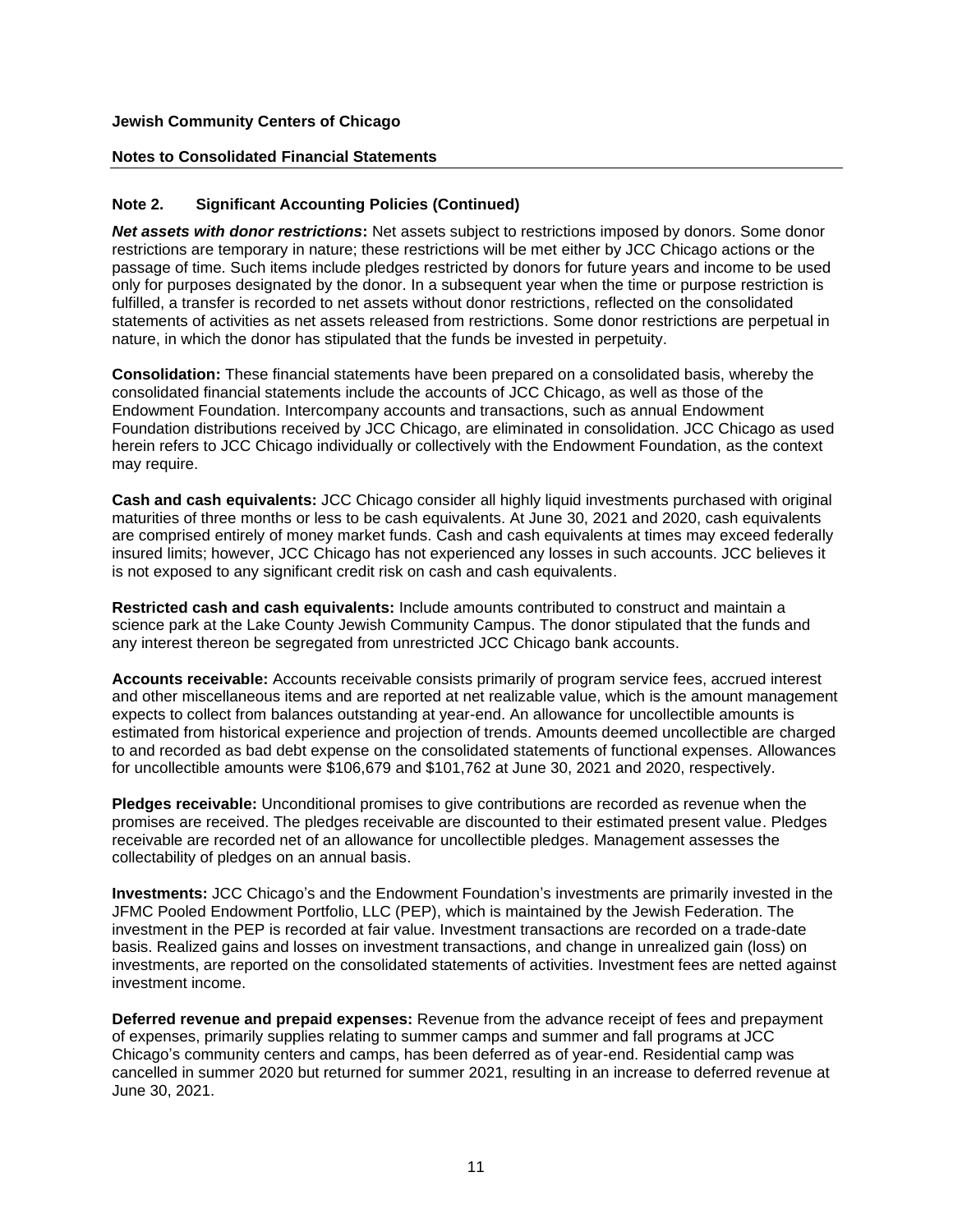## Note 2. Significant Accounting Policies (Continued)

***Net assets with donor restrictions*:** Net assets subject to restrictions imposed by donors. Some donor restrictions are temporary in nature; these restrictions will be met either by JCC Chicago actions or the passage of time. Such items include pledges restricted by donors for future years and income to be used only for purposes designated by the donor. In a subsequent year when the time or purpose restriction is fulfilled, a transfer is recorded to net assets without donor restrictions, reflected on the consolidated statements of activities as net assets released from restrictions. Some donor restrictions are perpetual in nature, in which the donor has stipulated that the funds be invested in perpetuity.

**Consolidation:** These financial statements have been prepared on a consolidated basis, whereby the consolidated financial statements include the accounts of JCC Chicago, as well as those of the Endowment Foundation. Intercompany accounts and transactions, such as annual Endowment Foundation distributions received by JCC Chicago, are eliminated in consolidation. JCC Chicago as used herein refers to JCC Chicago individually or collectively with the Endowment Foundation, as the context may require.

**Cash and cash equivalents:** JCC Chicago consider all highly liquid investments purchased with original maturities of three months or less to be cash equivalents. At June 30, 2021 and 2020, cash equivalents are comprised entirely of money market funds. Cash and cash equivalents at times may exceed federally insured limits; however, JCC Chicago has not experienced any losses in such accounts. JCC believes it is not exposed to any significant credit risk on cash and cash equivalents.

**Restricted cash and cash equivalents:** Include amounts contributed to construct and maintain a science park at the Lake County Jewish Community Campus. The donor stipulated that the funds and any interest thereon be segregated from unrestricted JCC Chicago bank accounts.

**Accounts receivable:** Accounts receivable consists primarily of program service fees, accrued interest and other miscellaneous items and are reported at net realizable value, which is the amount management expects to collect from balances outstanding at year-end. An allowance for uncollectible amounts is estimated from historical experience and projection of trends. Amounts deemed uncollectible are charged to and recorded as bad debt expense on the consolidated statements of functional expenses. Allowances for uncollectible amounts were $106,679 and $101,762 at June 30, 2021 and 2020, respectively.

**Pledges receivable:** Unconditional promises to give contributions are recorded as revenue when the promises are received. The pledges receivable are discounted to their estimated present value. Pledges receivable are recorded net of an allowance for uncollectible pledges. Management assesses the collectability of pledges on an annual basis.

**Investments:** JCC Chicago's and the Endowment Foundation's investments are primarily invested in the JFMC Pooled Endowment Portfolio, LLC (PEP), which is maintained by the Jewish Federation. The investment in the PEP is recorded at fair value. Investment transactions are recorded on a trade-date basis. Realized gains and losses on investment transactions, and change in unrealized gain (loss) on investments, are reported on the consolidated statements of activities. Investment fees are netted against investment income.

**Deferred revenue and prepaid expenses:** Revenue from the advance receipt of fees and prepayment of expenses, primarily supplies relating to summer camps and summer and fall programs at JCC Chicago's community centers and camps, has been deferred as of year-end. Residential camp was cancelled in summer 2020 but returned for summer 2021, resulting in an increase to deferred revenue at June 30, 2021.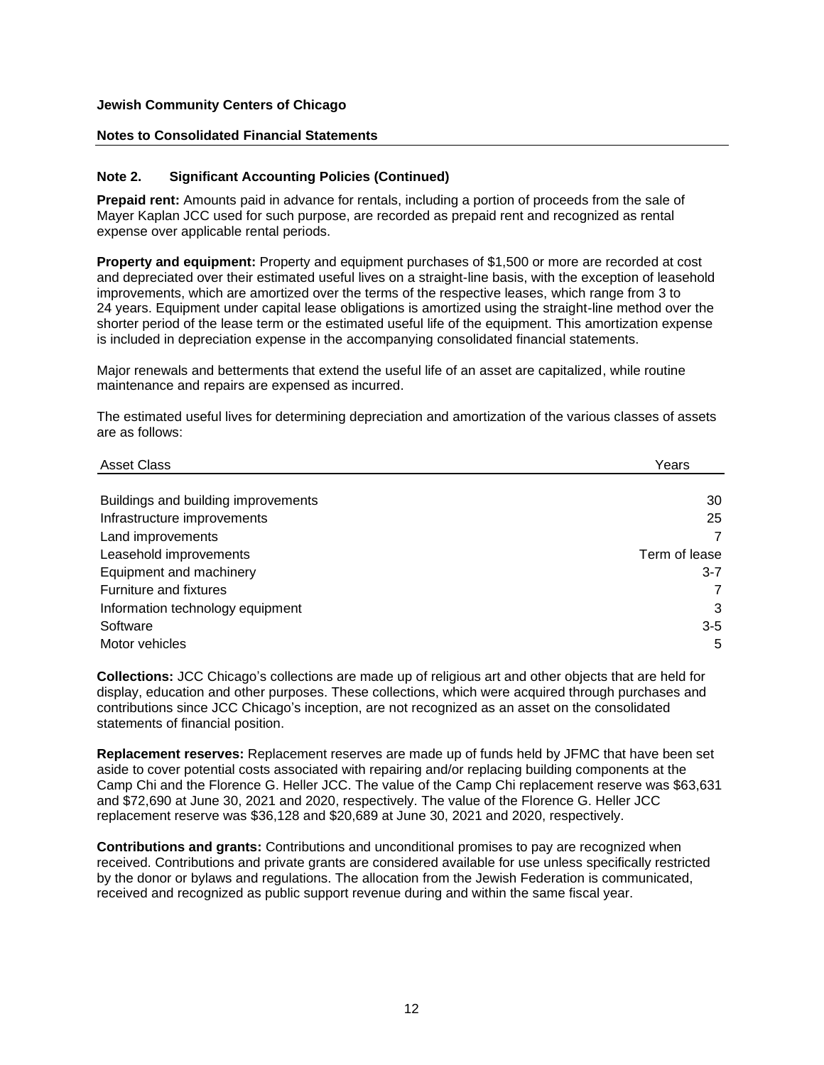**Jewish Community Centers of Chicago**

**Notes to Consolidated Financial Statements**

### Note 2. Significant Accounting Policies (Continued)

**Prepaid rent:** Amounts paid in advance for rentals, including a portion of proceeds from the sale of Mayer Kaplan JCC used for such purpose, are recorded as prepaid rent and recognized as rental expense over applicable rental periods.

**Property and equipment:** Property and equipment purchases of $1,500 or more are recorded at cost and depreciated over their estimated useful lives on a straight-line basis, with the exception of leasehold improvements, which are amortized over the terms of the respective leases, which range from 3 to 24 years. Equipment under capital lease obligations is amortized using the straight-line method over the shorter period of the lease term or the estimated useful life of the equipment. This amortization expense is included in depreciation expense in the accompanying consolidated financial statements.

Major renewals and betterments that extend the useful life of an asset are capitalized, while routine maintenance and repairs are expensed as incurred.

The estimated useful lives for determining depreciation and amortization of the various classes of assets are as follows:

| Asset Class | Years |
| --- | --- |
| Buildings and building improvements | 30 |
| Infrastructure improvements | 25 |
| Land improvements | 7 |
| Leasehold improvements | Term of lease |
| Equipment and machinery | 3-7 |
| Furniture and fixtures | 7 |
| Information technology equipment | 3 |
| Software | 3-5 |
| Motor vehicles | 5 |

**Collections:** JCC Chicago's collections are made up of religious art and other objects that are held for display, education and other purposes. These collections, which were acquired through purchases and contributions since JCC Chicago's inception, are not recognized as an asset on the consolidated statements of financial position.

**Replacement reserves:** Replacement reserves are made up of funds held by JFMC that have been set aside to cover potential costs associated with repairing and/or replacing building components at the Camp Chi and the Florence G. Heller JCC. The value of the Camp Chi replacement reserve was $63,631 and $72,690 at June 30, 2021 and 2020, respectively. The value of the Florence G. Heller JCC replacement reserve was $36,128 and $20,689 at June 30, 2021 and 2020, respectively.

**Contributions and grants:** Contributions and unconditional promises to pay are recognized when received. Contributions and private grants are considered available for use unless specifically restricted by the donor or bylaws and regulations. The allocation from the Jewish Federation is communicated, received and recognized as public support revenue during and within the same fiscal year.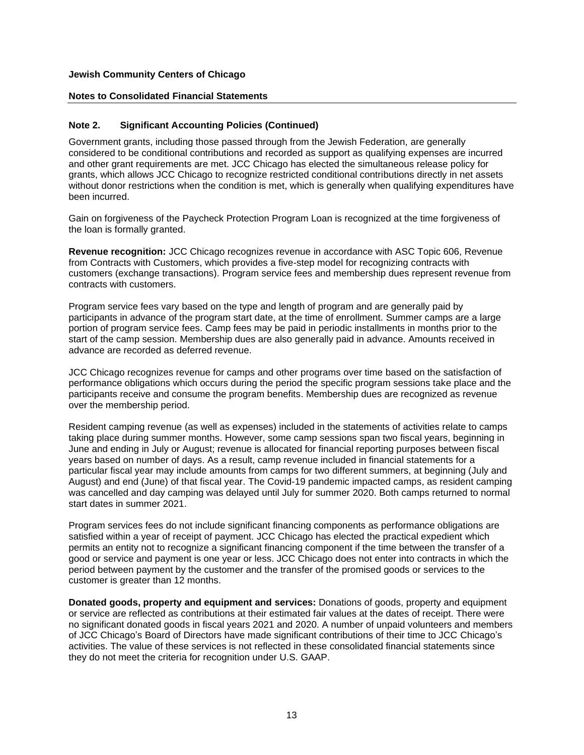**Jewish Community Centers of Chicago**

**Notes to Consolidated Financial Statements**

## Note 2. Significant Accounting Policies (Continued)

Government grants, including those passed through from the Jewish Federation, are generally considered to be conditional contributions and recorded as support as qualifying expenses are incurred and other grant requirements are met. JCC Chicago has elected the simultaneous release policy for grants, which allows JCC Chicago to recognize restricted conditional contributions directly in net assets without donor restrictions when the condition is met, which is generally when qualifying expenditures have been incurred.

Gain on forgiveness of the Paycheck Protection Program Loan is recognized at the time forgiveness of the loan is formally granted.

**Revenue recognition:** JCC Chicago recognizes revenue in accordance with ASC Topic 606, Revenue from Contracts with Customers, which provides a five-step model for recognizing contracts with customers (exchange transactions). Program service fees and membership dues represent revenue from contracts with customers.

Program service fees vary based on the type and length of program and are generally paid by participants in advance of the program start date, at the time of enrollment. Summer camps are a large portion of program service fees. Camp fees may be paid in periodic installments in months prior to the start of the camp session. Membership dues are also generally paid in advance. Amounts received in advance are recorded as deferred revenue.

JCC Chicago recognizes revenue for camps and other programs over time based on the satisfaction of performance obligations which occurs during the period the specific program sessions take place and the participants receive and consume the program benefits. Membership dues are recognized as revenue over the membership period.

Resident camping revenue (as well as expenses) included in the statements of activities relate to camps taking place during summer months. However, some camp sessions span two fiscal years, beginning in June and ending in July or August; revenue is allocated for financial reporting purposes between fiscal years based on number of days. As a result, camp revenue included in financial statements for a particular fiscal year may include amounts from camps for two different summers, at beginning (July and August) and end (June) of that fiscal year. The Covid-19 pandemic impacted camps, as resident camping was cancelled and day camping was delayed until July for summer 2020. Both camps returned to normal start dates in summer 2021.

Program services fees do not include significant financing components as performance obligations are satisfied within a year of receipt of payment. JCC Chicago has elected the practical expedient which permits an entity not to recognize a significant financing component if the time between the transfer of a good or service and payment is one year or less. JCC Chicago does not enter into contracts in which the period between payment by the customer and the transfer of the promised goods or services to the customer is greater than 12 months.

**Donated goods, property and equipment and services:** Donations of goods, property and equipment or service are reflected as contributions at their estimated fair values at the dates of receipt. There were no significant donated goods in fiscal years 2021 and 2020. A number of unpaid volunteers and members of JCC Chicago's Board of Directors have made significant contributions of their time to JCC Chicago's activities. The value of these services is not reflected in these consolidated financial statements since they do not meet the criteria for recognition under U.S. GAAP.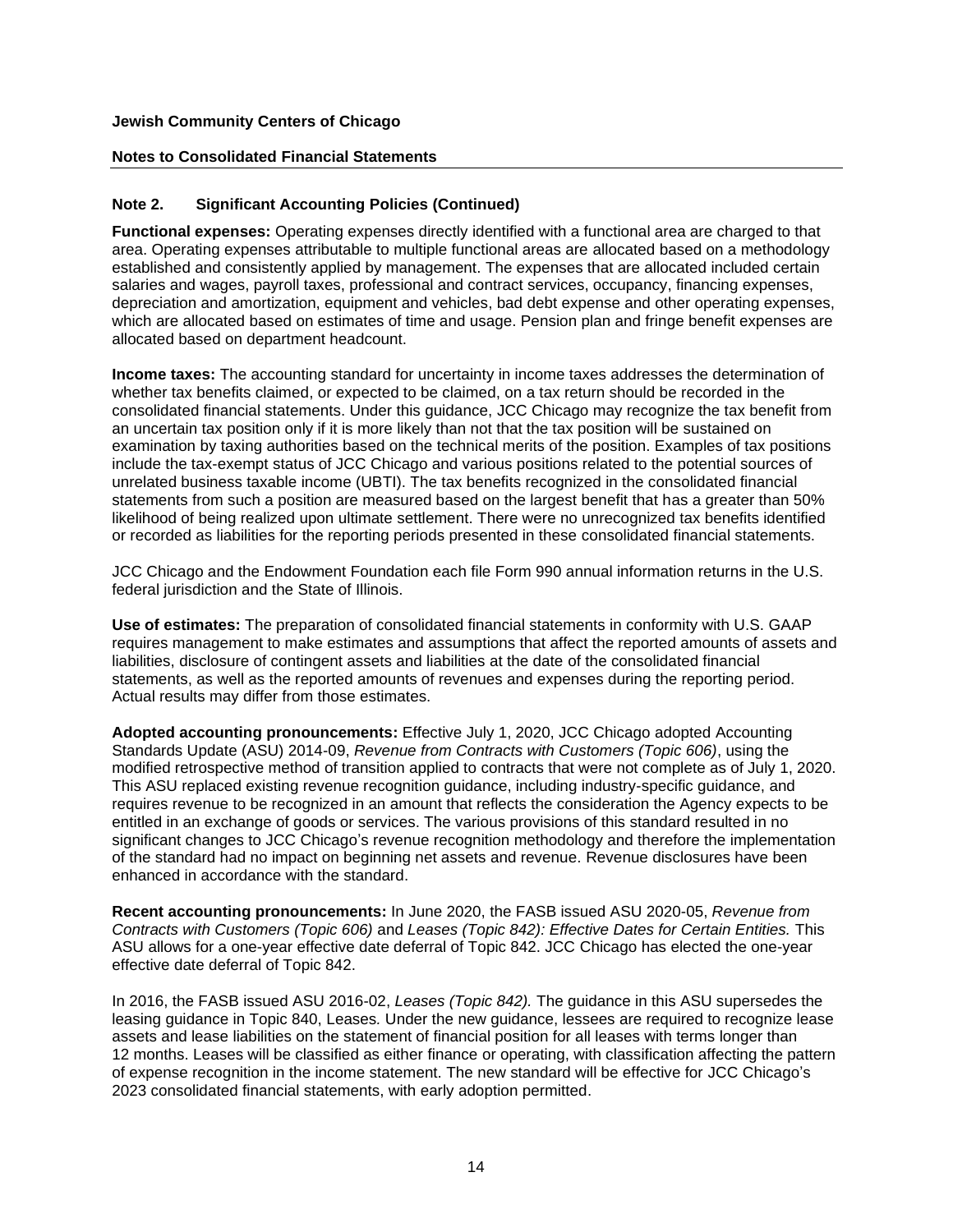## Note 2. Significant Accounting Policies (Continued)

**Functional expenses:** Operating expenses directly identified with a functional area are charged to that area. Operating expenses attributable to multiple functional areas are allocated based on a methodology established and consistently applied by management. The expenses that are allocated included certain salaries and wages, payroll taxes, professional and contract services, occupancy, financing expenses, depreciation and amortization, equipment and vehicles, bad debt expense and other operating expenses, which are allocated based on estimates of time and usage. Pension plan and fringe benefit expenses are allocated based on department headcount.

**Income taxes:** The accounting standard for uncertainty in income taxes addresses the determination of whether tax benefits claimed, or expected to be claimed, on a tax return should be recorded in the consolidated financial statements. Under this guidance, JCC Chicago may recognize the tax benefit from an uncertain tax position only if it is more likely than not that the tax position will be sustained on examination by taxing authorities based on the technical merits of the position. Examples of tax positions include the tax-exempt status of JCC Chicago and various positions related to the potential sources of unrelated business taxable income (UBTI). The tax benefits recognized in the consolidated financial statements from such a position are measured based on the largest benefit that has a greater than 50% likelihood of being realized upon ultimate settlement. There were no unrecognized tax benefits identified or recorded as liabilities for the reporting periods presented in these consolidated financial statements.

JCC Chicago and the Endowment Foundation each file Form 990 annual information returns in the U.S. federal jurisdiction and the State of Illinois.

**Use of estimates:** The preparation of consolidated financial statements in conformity with U.S. GAAP requires management to make estimates and assumptions that affect the reported amounts of assets and liabilities, disclosure of contingent assets and liabilities at the date of the consolidated financial statements, as well as the reported amounts of revenues and expenses during the reporting period. Actual results may differ from those estimates.

**Adopted accounting pronouncements:** Effective July 1, 2020, JCC Chicago adopted Accounting Standards Update (ASU) 2014-09, *Revenue from Contracts with Customers (Topic 606)*, using the modified retrospective method of transition applied to contracts that were not complete as of July 1, 2020. This ASU replaced existing revenue recognition guidance, including industry-specific guidance, and requires revenue to be recognized in an amount that reflects the consideration the Agency expects to be entitled in an exchange of goods or services. The various provisions of this standard resulted in no significant changes to JCC Chicago's revenue recognition methodology and therefore the implementation of the standard had no impact on beginning net assets and revenue. Revenue disclosures have been enhanced in accordance with the standard.

**Recent accounting pronouncements:** In June 2020, the FASB issued ASU 2020-05, *Revenue from Contracts with Customers (Topic 606)* and *Leases (Topic 842): Effective Dates for Certain Entities.* This ASU allows for a one-year effective date deferral of Topic 842. JCC Chicago has elected the one-year effective date deferral of Topic 842.

In 2016, the FASB issued ASU 2016-02, *Leases (Topic 842).* The guidance in this ASU supersedes the leasing guidance in Topic 840, Leases. Under the new guidance, lessees are required to recognize lease assets and lease liabilities on the statement of financial position for all leases with terms longer than 12 months. Leases will be classified as either finance or operating, with classification affecting the pattern of expense recognition in the income statement. The new standard will be effective for JCC Chicago's 2023 consolidated financial statements, with early adoption permitted.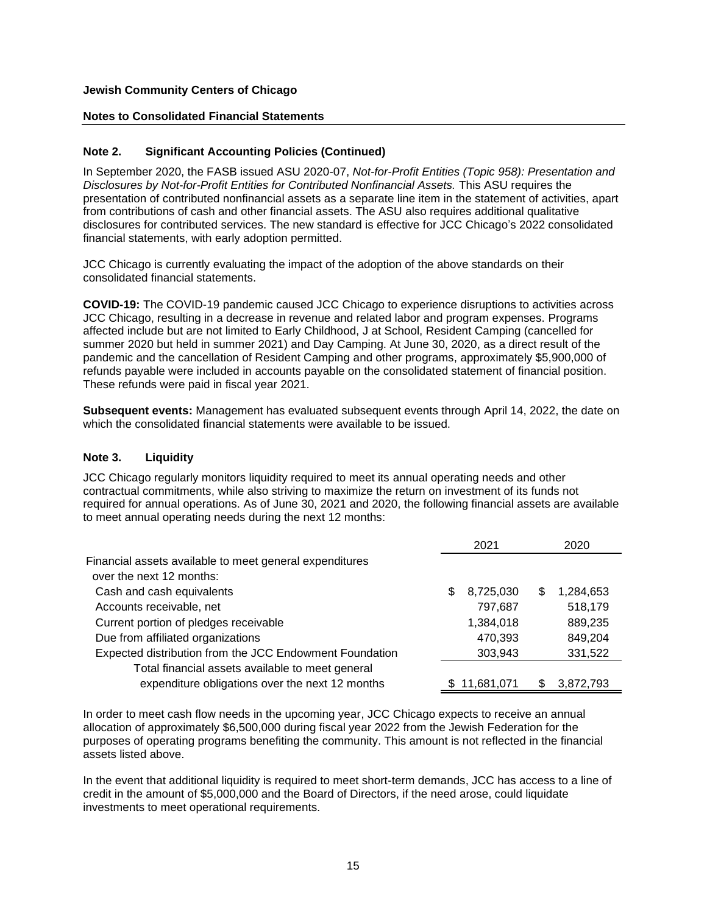**Jewish Community Centers of Chicago**

**Notes to Consolidated Financial Statements**

### Note 2. Significant Accounting Policies (Continued)

In September 2020, the FASB issued ASU 2020-07, *Not-for-Profit Entities (Topic 958): Presentation and Disclosures by Not-for-Profit Entities for Contributed Nonfinancial Assets.* This ASU requires the presentation of contributed nonfinancial assets as a separate line item in the statement of activities, apart from contributions of cash and other financial assets. The ASU also requires additional qualitative disclosures for contributed services. The new standard is effective for JCC Chicago's 2022 consolidated financial statements, with early adoption permitted.

JCC Chicago is currently evaluating the impact of the adoption of the above standards on their consolidated financial statements.

**COVID-19:** The COVID-19 pandemic caused JCC Chicago to experience disruptions to activities across JCC Chicago, resulting in a decrease in revenue and related labor and program expenses. Programs affected include but are not limited to Early Childhood, J at School, Resident Camping (cancelled for summer 2020 but held in summer 2021) and Day Camping. At June 30, 2020, as a direct result of the pandemic and the cancellation of Resident Camping and other programs, approximately $5,900,000 of refunds payable were included in accounts payable on the consolidated statement of financial position. These refunds were paid in fiscal year 2021.

**Subsequent events:** Management has evaluated subsequent events through April 14, 2022, the date on which the consolidated financial statements were available to be issued.

### Note 3. Liquidity

JCC Chicago regularly monitors liquidity required to meet its annual operating needs and other contractual commitments, while also striving to maximize the return on investment of its funds not required for annual operations. As of June 30, 2021 and 2020, the following financial assets are available to meet annual operating needs during the next 12 months:

| | 2021 | 2020 |
|---|---|---|
| Financial assets available to meet general expenditures over the next 12 months: | | |
| Cash and cash equivalents | $ 8,725,030 | $ 1,284,653 |
| Accounts receivable, net | 797,687 | 518,179 |
| Current portion of pledges receivable | 1,384,018 | 889,235 |
| Due from affiliated organizations | 470,393 | 849,204 |
| Expected distribution from the JCC Endowment Foundation | 303,943 | 331,522 |
| Total financial assets available to meet general expenditure obligations over the next 12 months | $ 11,681,071 | $ 3,872,793 |

In order to meet cash flow needs in the upcoming year, JCC Chicago expects to receive an annual allocation of approximately $6,500,000 during fiscal year 2022 from the Jewish Federation for the purposes of operating programs benefiting the community. This amount is not reflected in the financial assets listed above.

In the event that additional liquidity is required to meet short-term demands, JCC has access to a line of credit in the amount of $5,000,000 and the Board of Directors, if the need arose, could liquidate investments to meet operational requirements.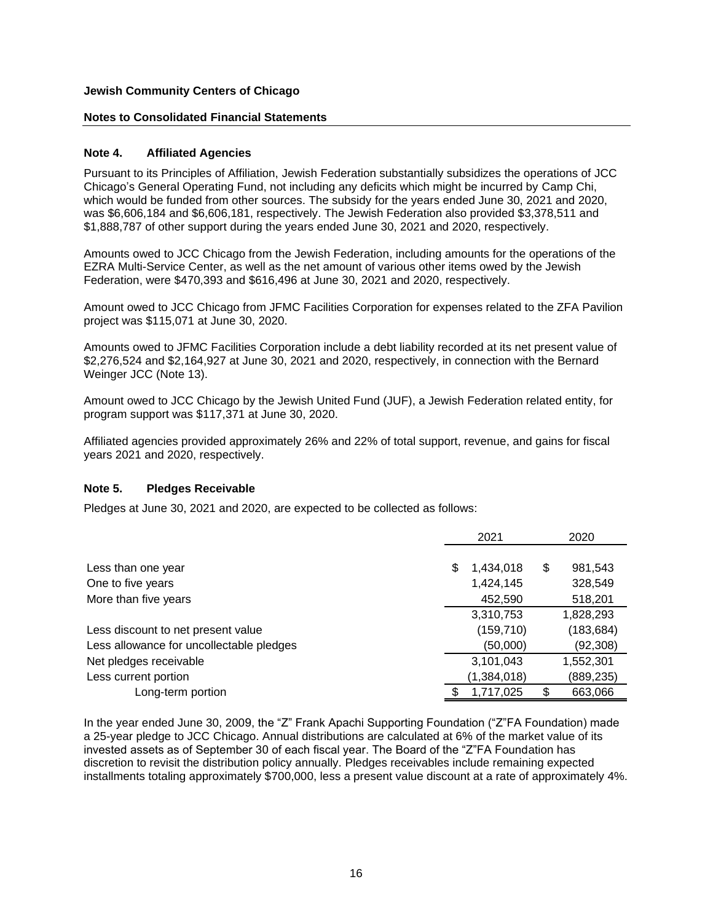**Jewish Community Centers of Chicago**

**Notes to Consolidated Financial Statements**

### Note 4. Affiliated Agencies

Pursuant to its Principles of Affiliation, Jewish Federation substantially subsidizes the operations of JCC Chicago's General Operating Fund, not including any deficits which might be incurred by Camp Chi, which would be funded from other sources. The subsidy for the years ended June 30, 2021 and 2020, was $6,606,184 and $6,606,181, respectively. The Jewish Federation also provided $3,378,511 and $1,888,787 of other support during the years ended June 30, 2021 and 2020, respectively.

Amounts owed to JCC Chicago from the Jewish Federation, including amounts for the operations of the EZRA Multi-Service Center, as well as the net amount of various other items owed by the Jewish Federation, were $470,393 and $616,496 at June 30, 2021 and 2020, respectively.

Amount owed to JCC Chicago from JFMC Facilities Corporation for expenses related to the ZFA Pavilion project was $115,071 at June 30, 2020.

Amounts owed to JFMC Facilities Corporation include a debt liability recorded at its net present value of $2,276,524 and $2,164,927 at June 30, 2021 and 2020, respectively, in connection with the Bernard Weinger JCC (Note 13).

Amount owed to JCC Chicago by the Jewish United Fund (JUF), a Jewish Federation related entity, for program support was $117,371 at June 30, 2020.

Affiliated agencies provided approximately 26% and 22% of total support, revenue, and gains for fiscal years 2021 and 2020, respectively.

### Note 5. Pledges Receivable

Pledges at June 30, 2021 and 2020, are expected to be collected as follows:

| | 2021 | 2020 |
|---|---|---|
| Less than one year | $ 1,434,018 | $ 981,543 |
| One to five years | 1,424,145 | 328,549 |
| More than five years | 452,590 | 518,201 |
| | 3,310,753 | 1,828,293 |
| Less discount to net present value | (159,710) | (183,684) |
| Less allowance for uncollectable pledges | (50,000) | (92,308) |
| Net pledges receivable | 3,101,043 | 1,552,301 |
| Less current portion | (1,384,018) | (889,235) |
| Long-term portion | $ 1,717,025 | $ 663,066 |

In the year ended June 30, 2009, the "Z" Frank Apachi Supporting Foundation ("Z"FA Foundation) made a 25-year pledge to JCC Chicago. Annual distributions are calculated at 6% of the market value of its invested assets as of September 30 of each fiscal year. The Board of the "Z"FA Foundation has discretion to revisit the distribution policy annually. Pledges receivables include remaining expected installments totaling approximately $700,000, less a present value discount at a rate of approximately 4%.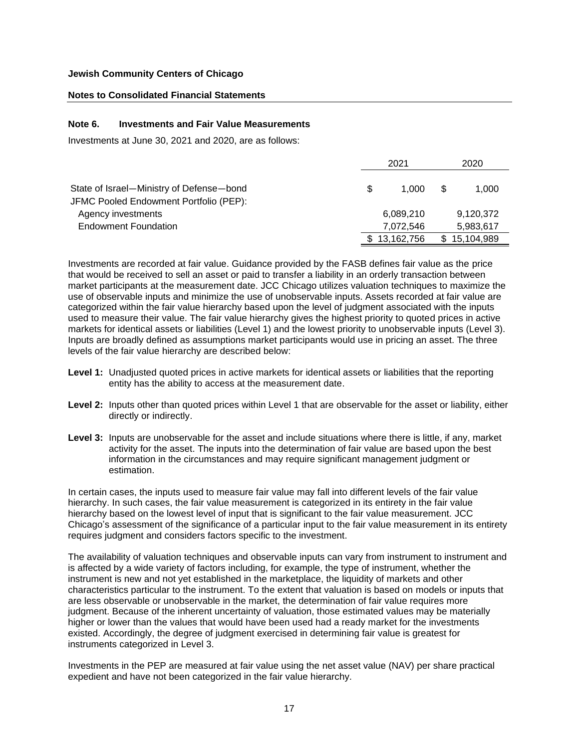**Jewish Community Centers of Chicago**

**Notes to Consolidated Financial Statements**

### Note 6. Investments and Fair Value Measurements

Investments at June 30, 2021 and 2020, are as follows:

| | 2021 | 2020 |
|---|---|---|
| State of Israel—Ministry of Defense—bond | $ 1,000 | $ 1,000 |
| JFMC Pooled Endowment Portfolio (PEP): | | |
| Agency investments | 6,089,210 | 9,120,372 |
| Endowment Foundation | 7,072,546 | 5,983,617 |
| | $ 13,162,756 | $ 15,104,989 |

Investments are recorded at fair value. Guidance provided by the FASB defines fair value as the price that would be received to sell an asset or paid to transfer a liability in an orderly transaction between market participants at the measurement date. JCC Chicago utilizes valuation techniques to maximize the use of observable inputs and minimize the use of unobservable inputs. Assets recorded at fair value are categorized within the fair value hierarchy based upon the level of judgment associated with the inputs used to measure their value. The fair value hierarchy gives the highest priority to quoted prices in active markets for identical assets or liabilities (Level 1) and the lowest priority to unobservable inputs (Level 3). Inputs are broadly defined as assumptions market participants would use in pricing an asset. The three levels of the fair value hierarchy are described below:

**Level 1:** Unadjusted quoted prices in active markets for identical assets or liabilities that the reporting entity has the ability to access at the measurement date.

**Level 2:** Inputs other than quoted prices within Level 1 that are observable for the asset or liability, either directly or indirectly.

**Level 3:** Inputs are unobservable for the asset and include situations where there is little, if any, market activity for the asset. The inputs into the determination of fair value are based upon the best information in the circumstances and may require significant management judgment or estimation.

In certain cases, the inputs used to measure fair value may fall into different levels of the fair value hierarchy. In such cases, the fair value measurement is categorized in its entirety in the fair value hierarchy based on the lowest level of input that is significant to the fair value measurement. JCC Chicago's assessment of the significance of a particular input to the fair value measurement in its entirety requires judgment and considers factors specific to the investment.

The availability of valuation techniques and observable inputs can vary from instrument to instrument and is affected by a wide variety of factors including, for example, the type of instrument, whether the instrument is new and not yet established in the marketplace, the liquidity of markets and other characteristics particular to the instrument. To the extent that valuation is based on models or inputs that are less observable or unobservable in the market, the determination of fair value requires more judgment. Because of the inherent uncertainty of valuation, those estimated values may be materially higher or lower than the values that would have been used had a ready market for the investments existed. Accordingly, the degree of judgment exercised in determining fair value is greatest for instruments categorized in Level 3.

Investments in the PEP are measured at fair value using the net asset value (NAV) per share practical expedient and have not been categorized in the fair value hierarchy.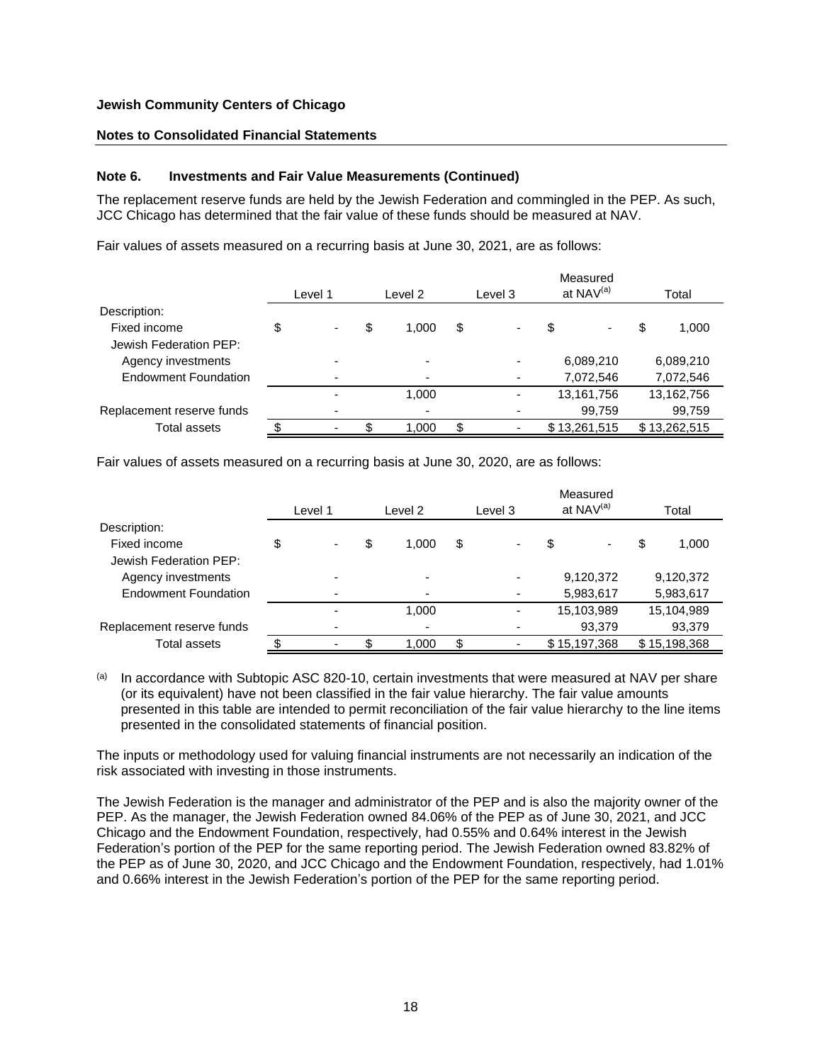**Jewish Community Centers of Chicago**

**Notes to Consolidated Financial Statements**

### Note 6. Investments and Fair Value Measurements (Continued)

The replacement reserve funds are held by the Jewish Federation and commingled in the PEP. As such, JCC Chicago has determined that the fair value of these funds should be measured at NAV.

Fair values of assets measured on a recurring basis at June 30, 2021, are as follows:

| | Level 1 | Level 2 | Level 3 | Measured at NAV[(a)] | Total |
|---|---|---|---|---|---|
| Description: | | | | | |
| Fixed income | $ - | $ 1,000 | $ - | $ - | $ 1,000 |
| Jewish Federation PEP: | | | | | |
| Agency investments | - | - | - | 6,089,210 | 6,089,210 |
| Endowment Foundation | - | - | - | 7,072,546 | 7,072,546 |
| | - | 1,000 | - | 13,161,756 | 13,162,756 |
| Replacement reserve funds | - | - | - | 99,759 | 99,759 |
| Total assets | $ - | $ 1,000 | $ - | $ 13,261,515 | $ 13,262,515 |

Fair values of assets measured on a recurring basis at June 30, 2020, are as follows:

| | Level 1 | Level 2 | Level 3 | Measured at NAV[(a)] | Total |
|---|---|---|---|---|---|
| Description: | | | | | |
| Fixed income | $ - | $ 1,000 | $ - | $ - | $ 1,000 |
| Jewish Federation PEP: | | | | | |
| Agency investments | - | - | - | 9,120,372 | 9,120,372 |
| Endowment Foundation | - | - | - | 5,983,617 | 5,983,617 |
| | - | 1,000 | - | 15,103,989 | 15,104,989 |
| Replacement reserve funds | - | - | - | 93,379 | 93,379 |
| Total assets | $ - | $ 1,000 | $ - | $ 15,197,368 | $ 15,198,368 |

(a) In accordance with Subtopic ASC 820-10, certain investments that were measured at NAV per share (or its equivalent) have not been classified in the fair value hierarchy. The fair value amounts presented in this table are intended to permit reconciliation of the fair value hierarchy to the line items presented in the consolidated statements of financial position.

The inputs or methodology used for valuing financial instruments are not necessarily an indication of the risk associated with investing in those instruments.

The Jewish Federation is the manager and administrator of the PEP and is also the majority owner of the PEP. As the manager, the Jewish Federation owned 84.06% of the PEP as of June 30, 2021, and JCC Chicago and the Endowment Foundation, respectively, had 0.55% and 0.64% interest in the Jewish Federation's portion of the PEP for the same reporting period. The Jewish Federation owned 83.82% of the PEP as of June 30, 2020, and JCC Chicago and the Endowment Foundation, respectively, had 1.01% and 0.66% interest in the Jewish Federation's portion of the PEP for the same reporting period.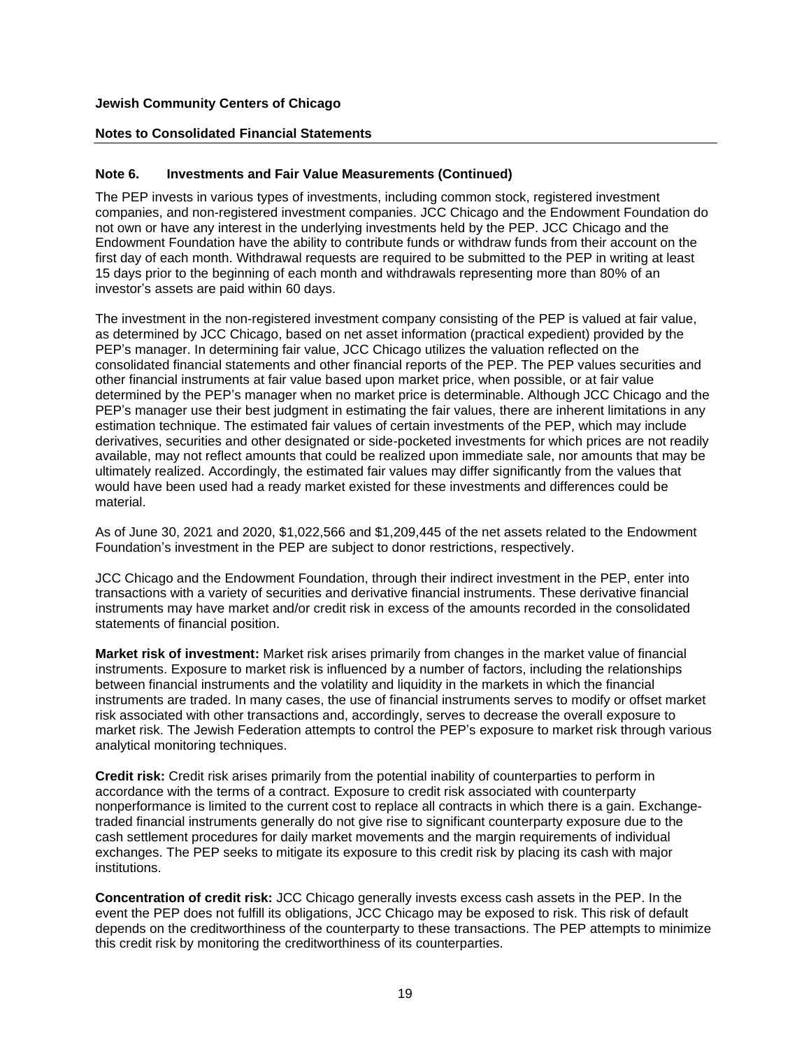**Jewish Community Centers of Chicago**

**Notes to Consolidated Financial Statements**

## Note 6. Investments and Fair Value Measurements (Continued)

The PEP invests in various types of investments, including common stock, registered investment companies, and non-registered investment companies. JCC Chicago and the Endowment Foundation do not own or have any interest in the underlying investments held by the PEP. JCC Chicago and the Endowment Foundation have the ability to contribute funds or withdraw funds from their account on the first day of each month. Withdrawal requests are required to be submitted to the PEP in writing at least 15 days prior to the beginning of each month and withdrawals representing more than 80% of an investor's assets are paid within 60 days.

The investment in the non-registered investment company consisting of the PEP is valued at fair value, as determined by JCC Chicago, based on net asset information (practical expedient) provided by the PEP's manager. In determining fair value, JCC Chicago utilizes the valuation reflected on the consolidated financial statements and other financial reports of the PEP. The PEP values securities and other financial instruments at fair value based upon market price, when possible, or at fair value determined by the PEP's manager when no market price is determinable. Although JCC Chicago and the PEP's manager use their best judgment in estimating the fair values, there are inherent limitations in any estimation technique. The estimated fair values of certain investments of the PEP, which may include derivatives, securities and other designated or side-pocketed investments for which prices are not readily available, may not reflect amounts that could be realized upon immediate sale, nor amounts that may be ultimately realized. Accordingly, the estimated fair values may differ significantly from the values that would have been used had a ready market existed for these investments and differences could be material.

As of June 30, 2021 and 2020, $1,022,566 and $1,209,445 of the net assets related to the Endowment Foundation's investment in the PEP are subject to donor restrictions, respectively.

JCC Chicago and the Endowment Foundation, through their indirect investment in the PEP, enter into transactions with a variety of securities and derivative financial instruments. These derivative financial instruments may have market and/or credit risk in excess of the amounts recorded in the consolidated statements of financial position.

**Market risk of investment:** Market risk arises primarily from changes in the market value of financial instruments. Exposure to market risk is influenced by a number of factors, including the relationships between financial instruments and the volatility and liquidity in the markets in which the financial instruments are traded. In many cases, the use of financial instruments serves to modify or offset market risk associated with other transactions and, accordingly, serves to decrease the overall exposure to market risk. The Jewish Federation attempts to control the PEP's exposure to market risk through various analytical monitoring techniques.

**Credit risk:** Credit risk arises primarily from the potential inability of counterparties to perform in accordance with the terms of a contract. Exposure to credit risk associated with counterparty nonperformance is limited to the current cost to replace all contracts in which there is a gain. Exchange-traded financial instruments generally do not give rise to significant counterparty exposure due to the cash settlement procedures for daily market movements and the margin requirements of individual exchanges. The PEP seeks to mitigate its exposure to this credit risk by placing its cash with major institutions.

**Concentration of credit risk:** JCC Chicago generally invests excess cash assets in the PEP. In the event the PEP does not fulfill its obligations, JCC Chicago may be exposed to risk. This risk of default depends on the creditworthiness of the counterparty to these transactions. The PEP attempts to minimize this credit risk by monitoring the creditworthiness of its counterparties.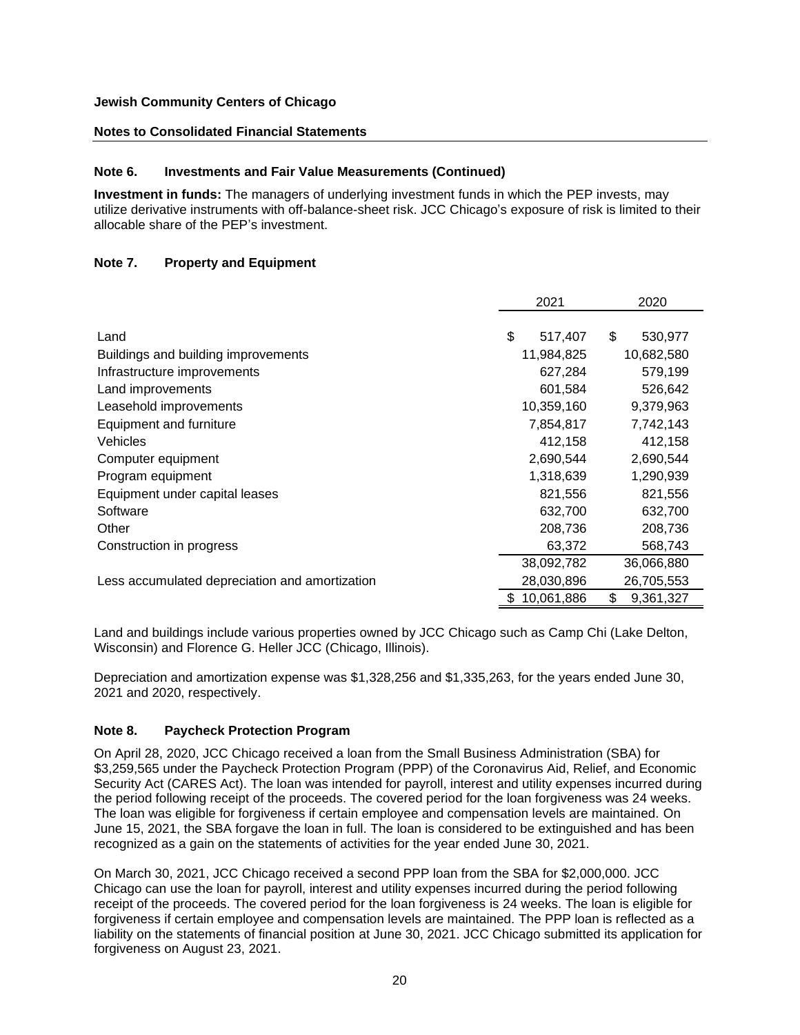**Jewish Community Centers of Chicago**

**Notes to Consolidated Financial Statements**

## Note 6. Investments and Fair Value Measurements (Continued)

**Investment in funds:** The managers of underlying investment funds in which the PEP invests, may utilize derivative instruments with off-balance-sheet risk. JCC Chicago's exposure of risk is limited to their allocable share of the PEP's investment.

## Note 7. Property and Equipment

| | 2021 | 2020 |
|---|---|---|
| Land | $ 517,407 | $ 530,977 |
| Buildings and building improvements | 11,984,825 | 10,682,580 |
| Infrastructure improvements | 627,284 | 579,199 |
| Land improvements | 601,584 | 526,642 |
| Leasehold improvements | 10,359,160 | 9,379,963 |
| Equipment and furniture | 7,854,817 | 7,742,143 |
| Vehicles | 412,158 | 412,158 |
| Computer equipment | 2,690,544 | 2,690,544 |
| Program equipment | 1,318,639 | 1,290,939 |
| Equipment under capital leases | 821,556 | 821,556 |
| Software | 632,700 | 632,700 |
| Other | 208,736 | 208,736 |
| Construction in progress | 63,372 | 568,743 |
| | 38,092,782 | 36,066,880 |
| Less accumulated depreciation and amortization | 28,030,896 | 26,705,553 |
| | $ 10,061,886 | $ 9,361,327 |

Land and buildings include various properties owned by JCC Chicago such as Camp Chi (Lake Delton, Wisconsin) and Florence G. Heller JCC (Chicago, Illinois).

Depreciation and amortization expense was $1,328,256 and $1,335,263, for the years ended June 30, 2021 and 2020, respectively.

## Note 8. Paycheck Protection Program

On April 28, 2020, JCC Chicago received a loan from the Small Business Administration (SBA) for $3,259,565 under the Paycheck Protection Program (PPP) of the Coronavirus Aid, Relief, and Economic Security Act (CARES Act). The loan was intended for payroll, interest and utility expenses incurred during the period following receipt of the proceeds. The covered period for the loan forgiveness was 24 weeks. The loan was eligible for forgiveness if certain employee and compensation levels are maintained. On June 15, 2021, the SBA forgave the loan in full. The loan is considered to be extinguished and has been recognized as a gain on the statements of activities for the year ended June 30, 2021.

On March 30, 2021, JCC Chicago received a second PPP loan from the SBA for $2,000,000. JCC Chicago can use the loan for payroll, interest and utility expenses incurred during the period following receipt of the proceeds. The covered period for the loan forgiveness is 24 weeks. The loan is eligible for forgiveness if certain employee and compensation levels are maintained. The PPP loan is reflected as a liability on the statements of financial position at June 30, 2021. JCC Chicago submitted its application for forgiveness on August 23, 2021.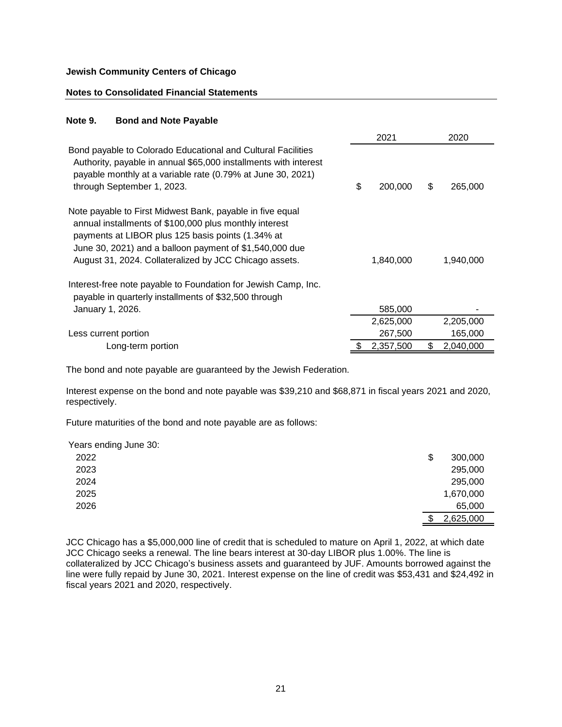**Jewish Community Centers of Chicago**

**Notes to Consolidated Financial Statements**

## Note 9. Bond and Note Payable

| | 2021 | 2020 |
|---|---|---|
| Bond payable to Colorado Educational and Cultural Facilities Authority, payable in annual $65,000 installments with interest payable monthly at a variable rate (0.79% at June 30, 2021) through September 1, 2023. | $ 200,000 | $ 265,000 |
| Note payable to First Midwest Bank, payable in five equal annual installments of $100,000 plus monthly interest payments at LIBOR plus 125 basis points (1.34% at June 30, 2021) and a balloon payment of $1,540,000 due August 31, 2024. Collateralized by JCC Chicago assets. | 1,840,000 | 1,940,000 |
| Interest-free note payable to Foundation for Jewish Camp, Inc. payable in quarterly installments of $32,500 through January 1, 2026. | 585,000 | - |
| | 2,625,000 | 2,205,000 |
| Less current portion | 267,500 | 165,000 |
| Long-term portion | $ 2,357,500 | $ 2,040,000 |

The bond and note payable are guaranteed by the Jewish Federation.

Interest expense on the bond and note payable was $39,210 and $68,871 in fiscal years 2021 and 2020, respectively.

Future maturities of the bond and note payable are as follows:

| Years ending June 30: | |
|---|---|
| 2022 | $ 300,000 |
| 2023 | 295,000 |
| 2024 | 295,000 |
| 2025 | 1,670,000 |
| 2026 | 65,000 |
| | $ 2,625,000 |

JCC Chicago has a $5,000,000 line of credit that is scheduled to mature on April 1, 2022, at which date JCC Chicago seeks a renewal. The line bears interest at 30-day LIBOR plus 1.00%. The line is collateralized by JCC Chicago's business assets and guaranteed by JUF. Amounts borrowed against the line were fully repaid by June 30, 2021. Interest expense on the line of credit was $53,431 and $24,492 in fiscal years 2021 and 2020, respectively.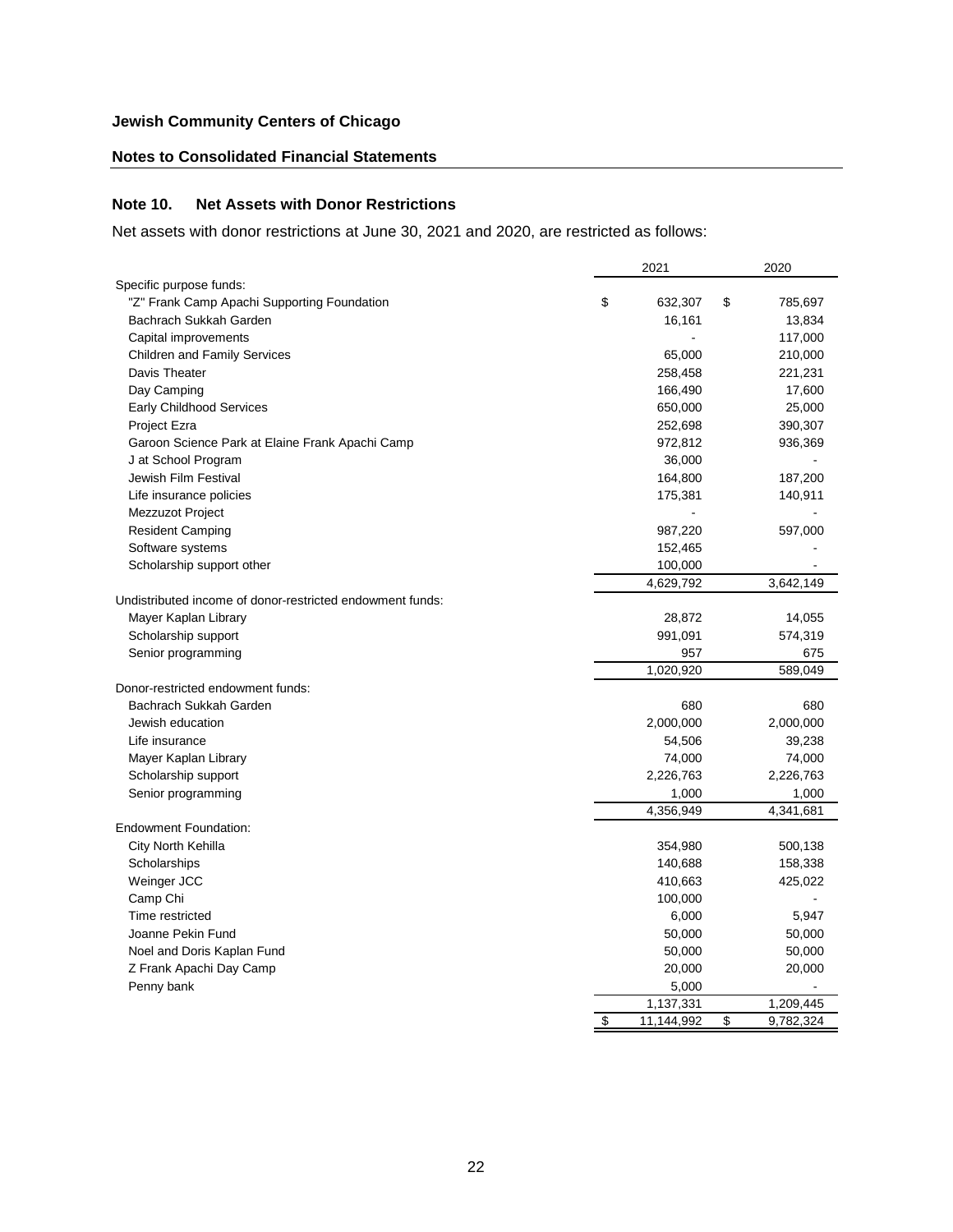## Jewish Community Centers of Chicago

### Notes to Consolidated Financial Statements

### Note 10. Net Assets with Donor Restrictions

Net assets with donor restrictions at June 30, 2021 and 2020, are restricted as follows:

| | 2021 | 2020 |
|---|---|---|
| Specific purpose funds: | | |
| "Z" Frank Camp Apachi Supporting Foundation | $ 632,307 | $ 785,697 |
| Bachrach Sukkah Garden | 16,161 | 13,834 |
| Capital improvements | - | 117,000 |
| Children and Family Services | 65,000 | 210,000 |
| Davis Theater | 258,458 | 221,231 |
| Day Camping | 166,490 | 17,600 |
| Early Childhood Services | 650,000 | 25,000 |
| Project Ezra | 252,698 | 390,307 |
| Garoon Science Park at Elaine Frank Apachi Camp | 972,812 | 936,369 |
| J at School Program | 36,000 | - |
| Jewish Film Festival | 164,800 | 187,200 |
| Life insurance policies | 175,381 | 140,911 |
| Mezzuzot Project | - | - |
| Resident Camping | 987,220 | 597,000 |
| Software systems | 152,465 | - |
| Scholarship support other | 100,000 | - |
| | 4,629,792 | 3,642,149 |
| Undistributed income of donor-restricted endowment funds: | | |
| Mayer Kaplan Library | 28,872 | 14,055 |
| Scholarship support | 991,091 | 574,319 |
| Senior programming | 957 | 675 |
| | 1,020,920 | 589,049 |
| Donor-restricted endowment funds: | | |
| Bachrach Sukkah Garden | 680 | 680 |
| Jewish education | 2,000,000 | 2,000,000 |
| Life insurance | 54,506 | 39,238 |
| Mayer Kaplan Library | 74,000 | 74,000 |
| Scholarship support | 2,226,763 | 2,226,763 |
| Senior programming | 1,000 | 1,000 |
| | 4,356,949 | 4,341,681 |
| Endowment Foundation: | | |
| City North Kehilla | 354,980 | 500,138 |
| Scholarships | 140,688 | 158,338 |
| Weinger JCC | 410,663 | 425,022 |
| Camp Chi | 100,000 | - |
| Time restricted | 6,000 | 5,947 |
| Joanne Pekin Fund | 50,000 | 50,000 |
| Noel and Doris Kaplan Fund | 50,000 | 50,000 |
| Z Frank Apachi Day Camp | 20,000 | 20,000 |
| Penny bank | 5,000 | - |
| | 1,137,331 | 1,209,445 |
| | $ 11,144,992 | $ 9,782,324 |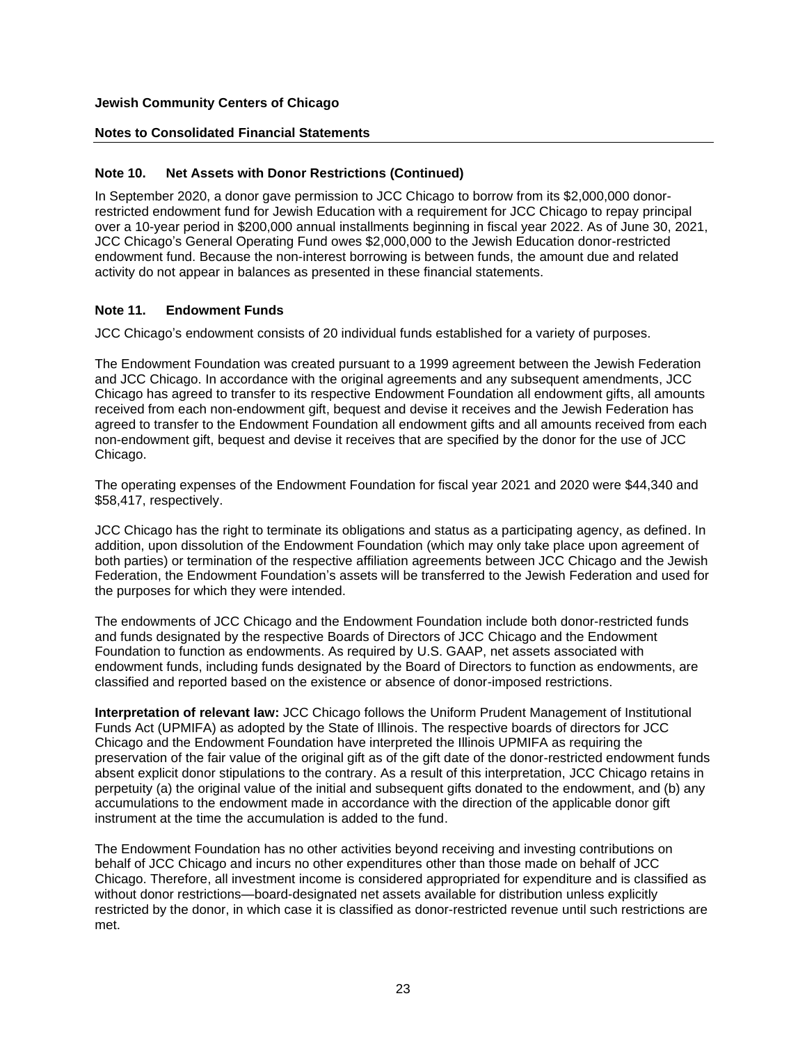**Jewish Community Centers of Chicago**

**Notes to Consolidated Financial Statements**

### Note 10. Net Assets with Donor Restrictions (Continued)

In September 2020, a donor gave permission to JCC Chicago to borrow from its $2,000,000 donor-restricted endowment fund for Jewish Education with a requirement for JCC Chicago to repay principal over a 10-year period in $200,000 annual installments beginning in fiscal year 2022. As of June 30, 2021, JCC Chicago's General Operating Fund owes $2,000,000 to the Jewish Education donor-restricted endowment fund. Because the non-interest borrowing is between funds, the amount due and related activity do not appear in balances as presented in these financial statements.

### Note 11. Endowment Funds

JCC Chicago's endowment consists of 20 individual funds established for a variety of purposes.

The Endowment Foundation was created pursuant to a 1999 agreement between the Jewish Federation and JCC Chicago. In accordance with the original agreements and any subsequent amendments, JCC Chicago has agreed to transfer to its respective Endowment Foundation all endowment gifts, all amounts received from each non-endowment gift, bequest and devise it receives and the Jewish Federation has agreed to transfer to the Endowment Foundation all endowment gifts and all amounts received from each non-endowment gift, bequest and devise it receives that are specified by the donor for the use of JCC Chicago.

The operating expenses of the Endowment Foundation for fiscal year 2021 and 2020 were $44,340 and $58,417, respectively.

JCC Chicago has the right to terminate its obligations and status as a participating agency, as defined. In addition, upon dissolution of the Endowment Foundation (which may only take place upon agreement of both parties) or termination of the respective affiliation agreements between JCC Chicago and the Jewish Federation, the Endowment Foundation's assets will be transferred to the Jewish Federation and used for the purposes for which they were intended.

The endowments of JCC Chicago and the Endowment Foundation include both donor-restricted funds and funds designated by the respective Boards of Directors of JCC Chicago and the Endowment Foundation to function as endowments. As required by U.S. GAAP, net assets associated with endowment funds, including funds designated by the Board of Directors to function as endowments, are classified and reported based on the existence or absence of donor-imposed restrictions.

**Interpretation of relevant law:** JCC Chicago follows the Uniform Prudent Management of Institutional Funds Act (UPMIFA) as adopted by the State of Illinois. The respective boards of directors for JCC Chicago and the Endowment Foundation have interpreted the Illinois UPMIFA as requiring the preservation of the fair value of the original gift as of the gift date of the donor-restricted endowment funds absent explicit donor stipulations to the contrary. As a result of this interpretation, JCC Chicago retains in perpetuity (a) the original value of the initial and subsequent gifts donated to the endowment, and (b) any accumulations to the endowment made in accordance with the direction of the applicable donor gift instrument at the time the accumulation is added to the fund.

The Endowment Foundation has no other activities beyond receiving and investing contributions on behalf of JCC Chicago and incurs no other expenditures other than those made on behalf of JCC Chicago. Therefore, all investment income is considered appropriated for expenditure and is classified as without donor restrictions—board-designated net assets available for distribution unless explicitly restricted by the donor, in which case it is classified as donor-restricted revenue until such restrictions are met.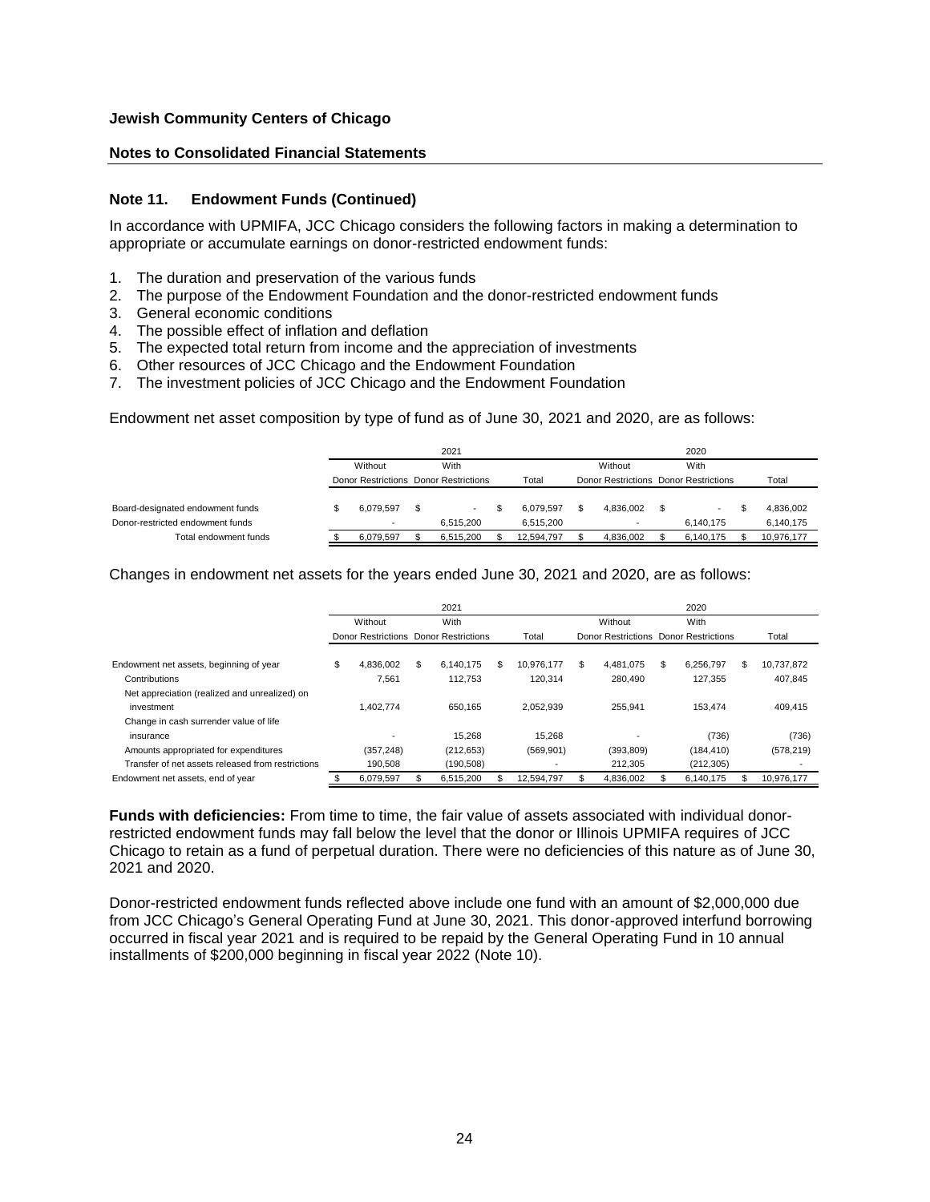Jewish Community Centers of Chicago

Notes to Consolidated Financial Statements

### Note 11. Endowment Funds (Continued)

In accordance with UPMIFA, JCC Chicago considers the following factors in making a determination to appropriate or accumulate earnings on donor-restricted endowment funds:

1. The duration and preservation of the various funds
2. The purpose of the Endowment Foundation and the donor-restricted endowment funds
3. General economic conditions
4. The possible effect of inflation and deflation
5. The expected total return from income and the appreciation of investments
6. Other resources of JCC Chicago and the Endowment Foundation
7. The investment policies of JCC Chicago and the Endowment Foundation

Endowment net asset composition by type of fund as of June 30, 2021 and 2020, are as follows:

| | 2021 | | | 2020 | | |
|---|---|---|---|---|---|---|
| | Without Donor Restrictions | With Donor Restrictions | Total | Without Donor Restrictions | With Donor Restrictions | Total |
| Board-designated endowment funds | $ 6,079,597 | $ - | $ 6,079,597 | $ 4,836,002 | $ - | $ 4,836,002 |
| Donor-restricted endowment funds | - | 6,515,200 | 6,515,200 | - | 6,140,175 | 6,140,175 |
| Total endowment funds | $ 6,079,597 | $ 6,515,200 | $ 12,594,797 | $ 4,836,002 | $ 6,140,175 | $ 10,976,177 |

Changes in endowment net assets for the years ended June 30, 2021 and 2020, are as follows:

| | 2021 | | | 2020 | | |
|---|---|---|---|---|---|---|
| | Without Donor Restrictions | With Donor Restrictions | Total | Without Donor Restrictions | With Donor Restrictions | Total |
| Endowment net assets, beginning of year | $ 4,836,002 | $ 6,140,175 | $ 10,976,177 | $ 4,481,075 | $ 6,256,797 | $ 10,737,872 |
| Contributions | 7,561 | 112,753 | 120,314 | 280,490 | 127,355 | 407,845 |
| Net appreciation (realized and unrealized) on investment | 1,402,774 | 650,165 | 2,052,939 | 255,941 | 153,474 | 409,415 |
| Change in cash surrender value of life insurance | - | 15,268 | 15,268 | - | (736) | (736) |
| Amounts appropriated for expenditures | (357,248) | (212,653) | (569,901) | (393,809) | (184,410) | (578,219) |
| Transfer of net assets released from restrictions | 190,508 | (190,508) | - | 212,305 | (212,305) | - |
| Endowment net assets, end of year | $ 6,079,597 | $ 6,515,200 | $ 12,594,797 | $ 4,836,002 | $ 6,140,175 | $ 10,976,177 |

**Funds with deficiencies:** From time to time, the fair value of assets associated with individual donor-restricted endowment funds may fall below the level that the donor or Illinois UPMIFA requires of JCC Chicago to retain as a fund of perpetual duration. There were no deficiencies of this nature as of June 30, 2021 and 2020.

Donor-restricted endowment funds reflected above include one fund with an amount of $2,000,000 due from JCC Chicago's General Operating Fund at June 30, 2021. This donor-approved interfund borrowing occurred in fiscal year 2021 and is required to be repaid by the General Operating Fund in 10 annual installments of $200,000 beginning in fiscal year 2022 (Note 10).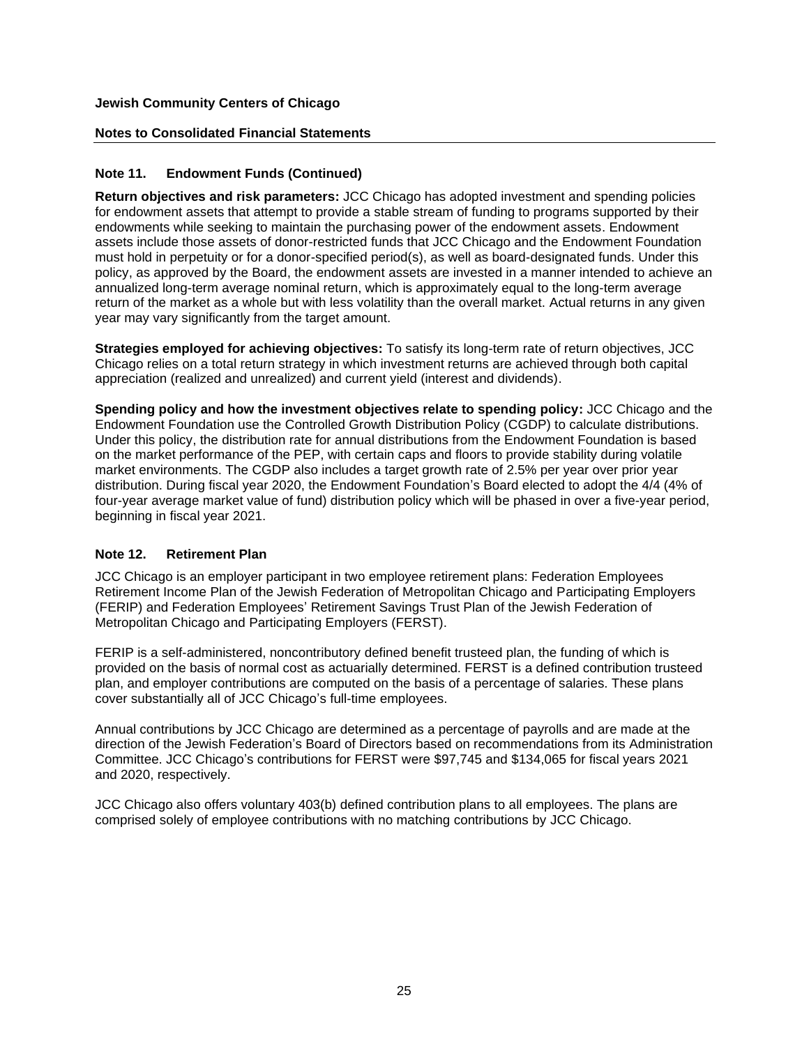## Note 11. Endowment Funds (Continued)

**Return objectives and risk parameters:** JCC Chicago has adopted investment and spending policies for endowment assets that attempt to provide a stable stream of funding to programs supported by their endowments while seeking to maintain the purchasing power of the endowment assets. Endowment assets include those assets of donor-restricted funds that JCC Chicago and the Endowment Foundation must hold in perpetuity or for a donor-specified period(s), as well as board-designated funds. Under this policy, as approved by the Board, the endowment assets are invested in a manner intended to achieve an annualized long-term average nominal return, which is approximately equal to the long-term average return of the market as a whole but with less volatility than the overall market. Actual returns in any given year may vary significantly from the target amount.

**Strategies employed for achieving objectives:** To satisfy its long-term rate of return objectives, JCC Chicago relies on a total return strategy in which investment returns are achieved through both capital appreciation (realized and unrealized) and current yield (interest and dividends).

**Spending policy and how the investment objectives relate to spending policy:** JCC Chicago and the Endowment Foundation use the Controlled Growth Distribution Policy (CGDP) to calculate distributions. Under this policy, the distribution rate for annual distributions from the Endowment Foundation is based on the market performance of the PEP, with certain caps and floors to provide stability during volatile market environments. The CGDP also includes a target growth rate of 2.5% per year over prior year distribution. During fiscal year 2020, the Endowment Foundation's Board elected to adopt the 4/4 (4% of four-year average market value of fund) distribution policy which will be phased in over a five-year period, beginning in fiscal year 2021.

## Note 12. Retirement Plan

JCC Chicago is an employer participant in two employee retirement plans: Federation Employees Retirement Income Plan of the Jewish Federation of Metropolitan Chicago and Participating Employers (FERIP) and Federation Employees' Retirement Savings Trust Plan of the Jewish Federation of Metropolitan Chicago and Participating Employers (FERST).

FERIP is a self-administered, noncontributory defined benefit trusteed plan, the funding of which is provided on the basis of normal cost as actuarially determined. FERST is a defined contribution trusteed plan, and employer contributions are computed on the basis of a percentage of salaries. These plans cover substantially all of JCC Chicago's full-time employees.

Annual contributions by JCC Chicago are determined as a percentage of payrolls and are made at the direction of the Jewish Federation's Board of Directors based on recommendations from its Administration Committee. JCC Chicago's contributions for FERST were $97,745 and $134,065 for fiscal years 2021 and 2020, respectively.

JCC Chicago also offers voluntary 403(b) defined contribution plans to all employees. The plans are comprised solely of employee contributions with no matching contributions by JCC Chicago.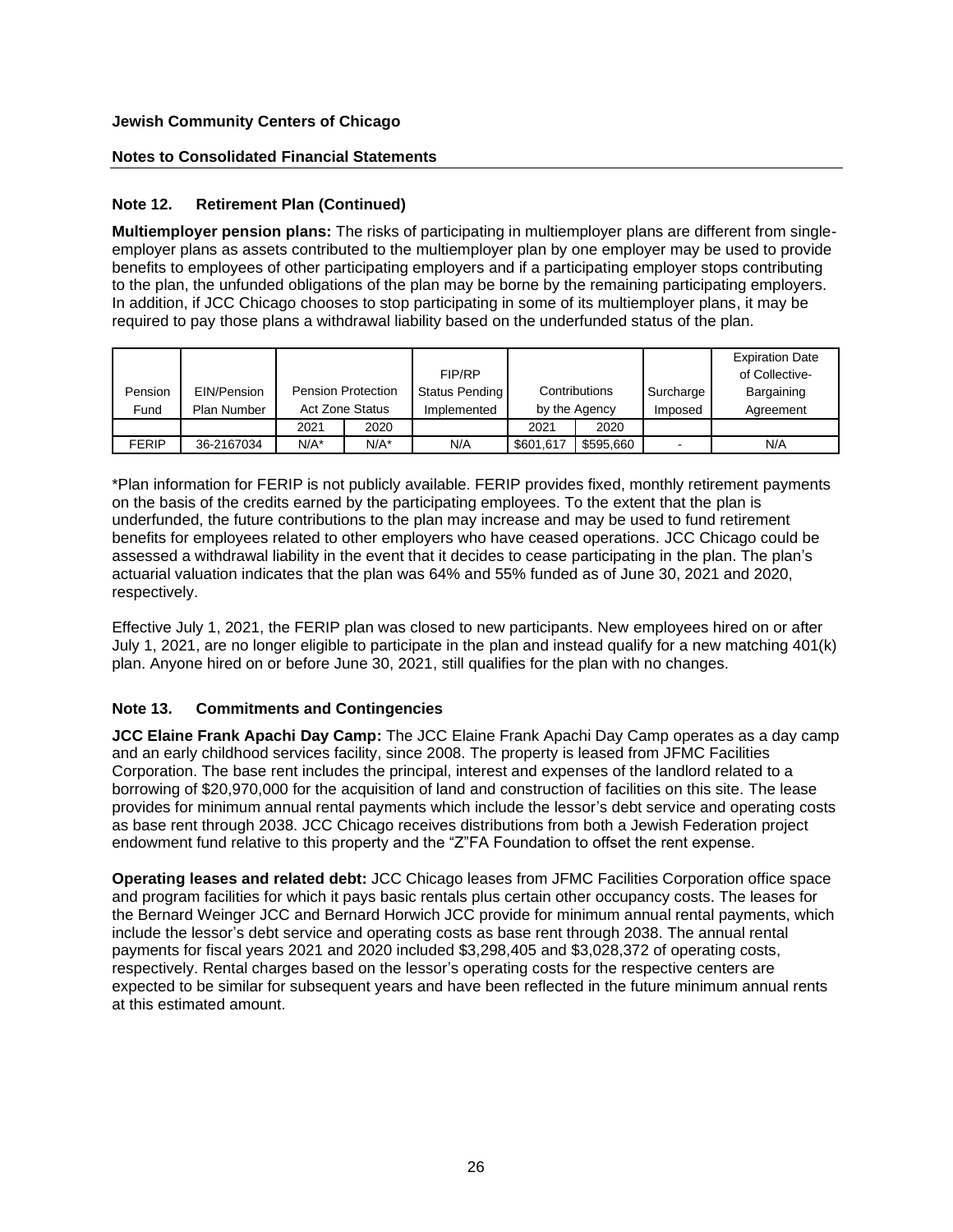**Jewish Community Centers of Chicago**

**Notes to Consolidated Financial Statements**

### Note 12. Retirement Plan (Continued)

**Multiemployer pension plans:** The risks of participating in multiemployer plans are different from single-employer plans as assets contributed to the multiemployer plan by one employer may be used to provide benefits to employees of other participating employers and if a participating employer stops contributing to the plan, the unfunded obligations of the plan may be borne by the remaining participating employers. In addition, if JCC Chicago chooses to stop participating in some of its multiemployer plans, it may be required to pay those plans a withdrawal liability based on the underfunded status of the plan.

| Pension Fund | EIN/Pension Plan Number | Pension Protection Act Zone Status | | FIP/RP Status Pending Implemented | Contributions by the Agency | | Surcharge Imposed | Expiration Date of Collective-Bargaining Agreement |
|---|---|---|---|---|---|---|---|---|
| | | 2021 | 2020 | | 2021 | 2020 | | |
| FERIP | 36-2167034 | N/A* | N/A* | N/A | $601,617 | $595,660 | - | N/A |

*Plan information for FERIP is not publicly available. FERIP provides fixed, monthly retirement payments on the basis of the credits earned by the participating employees. To the extent that the plan is underfunded, the future contributions to the plan may increase and may be used to fund retirement benefits for employees related to other employers who have ceased operations. JCC Chicago could be assessed a withdrawal liability in the event that it decides to cease participating in the plan. The plan's actuarial valuation indicates that the plan was 64% and 55% funded as of June 30, 2021 and 2020, respectively.

Effective July 1, 2021, the FERIP plan was closed to new participants. New employees hired on or after July 1, 2021, are no longer eligible to participate in the plan and instead qualify for a new matching 401(k) plan. Anyone hired on or before June 30, 2021, still qualifies for the plan with no changes.

### Note 13. Commitments and Contingencies

**JCC Elaine Frank Apachi Day Camp:** The JCC Elaine Frank Apachi Day Camp operates as a day camp and an early childhood services facility, since 2008. The property is leased from JFMC Facilities Corporation. The base rent includes the principal, interest and expenses of the landlord related to a borrowing of $20,970,000 for the acquisition of land and construction of facilities on this site. The lease provides for minimum annual rental payments which include the lessor's debt service and operating costs as base rent through 2038. JCC Chicago receives distributions from both a Jewish Federation project endowment fund relative to this property and the "Z"FA Foundation to offset the rent expense.

**Operating leases and related debt:** JCC Chicago leases from JFMC Facilities Corporation office space and program facilities for which it pays basic rentals plus certain other occupancy costs. The leases for the Bernard Weinger JCC and Bernard Horwich JCC provide for minimum annual rental payments, which include the lessor's debt service and operating costs as base rent through 2038. The annual rental payments for fiscal years 2021 and 2020 included $3,298,405 and $3,028,372 of operating costs, respectively. Rental charges based on the lessor's operating costs for the respective centers are expected to be similar for subsequent years and have been reflected in the future minimum annual rents at this estimated amount.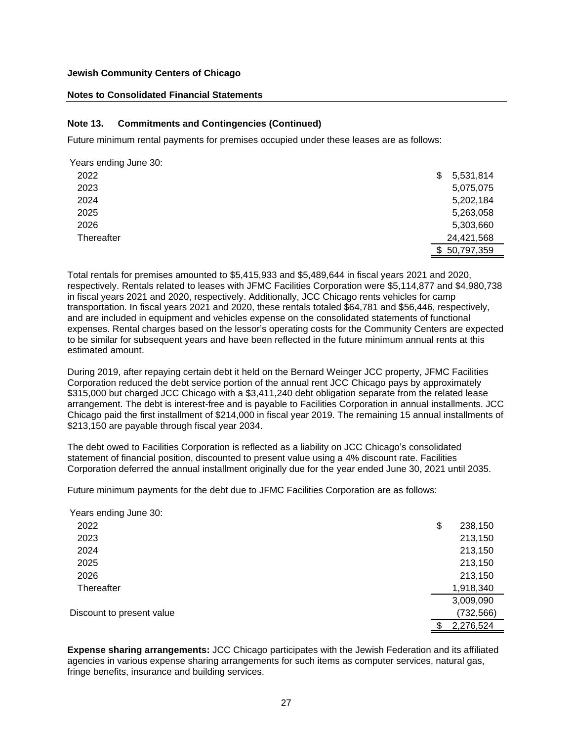**Jewish Community Centers of Chicago**

**Notes to Consolidated Financial Statements**

### Note 13. Commitments and Contingencies (Continued)

Future minimum rental payments for premises occupied under these leases are as follows:

| Years ending June 30: | |
|---|---|
| 2022 | $ 5,531,814 |
| 2023 | 5,075,075 |
| 2024 | 5,202,184 |
| 2025 | 5,263,058 |
| 2026 | 5,303,660 |
| Thereafter | 24,421,568 |
| | $ 50,797,359 |

Total rentals for premises amounted to $5,415,933 and $5,489,644 in fiscal years 2021 and 2020, respectively. Rentals related to leases with JFMC Facilities Corporation were $5,114,877 and $4,980,738 in fiscal years 2021 and 2020, respectively. Additionally, JCC Chicago rents vehicles for camp transportation. In fiscal years 2021 and 2020, these rentals totaled $64,781 and $56,446, respectively, and are included in equipment and vehicles expense on the consolidated statements of functional expenses. Rental charges based on the lessor's operating costs for the Community Centers are expected to be similar for subsequent years and have been reflected in the future minimum annual rents at this estimated amount.

During 2019, after repaying certain debt it held on the Bernard Weinger JCC property, JFMC Facilities Corporation reduced the debt service portion of the annual rent JCC Chicago pays by approximately $315,000 but charged JCC Chicago with a $3,411,240 debt obligation separate from the related lease arrangement. The debt is interest-free and is payable to Facilities Corporation in annual installments. JCC Chicago paid the first installment of $214,000 in fiscal year 2019. The remaining 15 annual installments of $213,150 are payable through fiscal year 2034.

The debt owed to Facilities Corporation is reflected as a liability on JCC Chicago's consolidated statement of financial position, discounted to present value using a 4% discount rate. Facilities Corporation deferred the annual installment originally due for the year ended June 30, 2021 until 2035.

Future minimum payments for the debt due to JFMC Facilities Corporation are as follows:

| Years ending June 30: | |
|---|---|
| 2022 | $ 238,150 |
| 2023 | 213,150 |
| 2024 | 213,150 |
| 2025 | 213,150 |
| 2026 | 213,150 |
| Thereafter | 1,918,340 |
| | 3,009,090 |
| Discount to present value | (732,566) |
| | $ 2,276,524 |

**Expense sharing arrangements:** JCC Chicago participates with the Jewish Federation and its affiliated agencies in various expense sharing arrangements for such items as computer services, natural gas, fringe benefits, insurance and building services.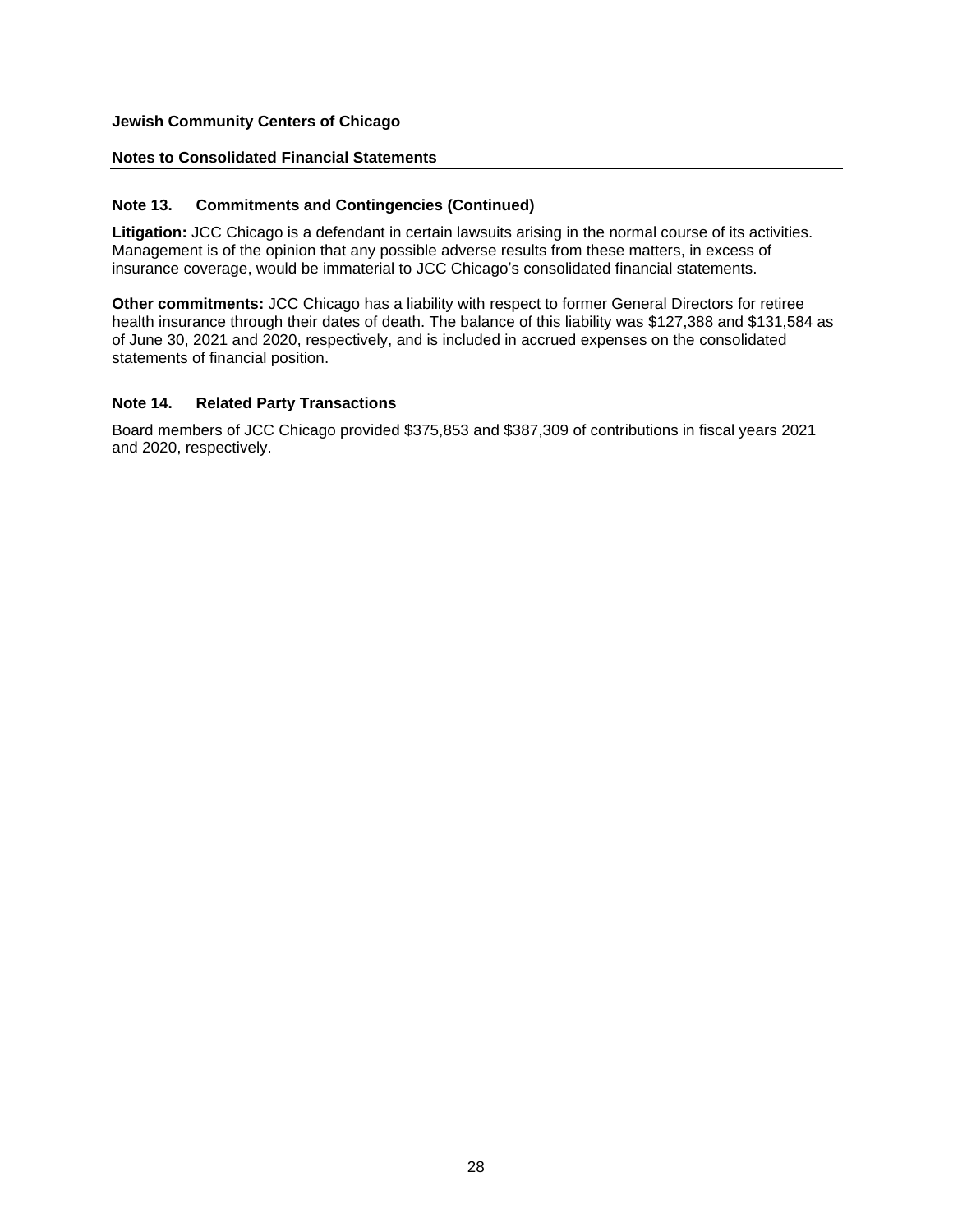**Jewish Community Centers of Chicago**

**Notes to Consolidated Financial Statements**

### Note 13. Commitments and Contingencies (Continued)

**Litigation:** JCC Chicago is a defendant in certain lawsuits arising in the normal course of its activities. Management is of the opinion that any possible adverse results from these matters, in excess of insurance coverage, would be immaterial to JCC Chicago's consolidated financial statements.

**Other commitments:** JCC Chicago has a liability with respect to former General Directors for retiree health insurance through their dates of death. The balance of this liability was $127,388 and $131,584 as of June 30, 2021 and 2020, respectively, and is included in accrued expenses on the consolidated statements of financial position.

### Note 14. Related Party Transactions

Board members of JCC Chicago provided $375,853 and $387,309 of contributions in fiscal years 2021 and 2020, respectively.